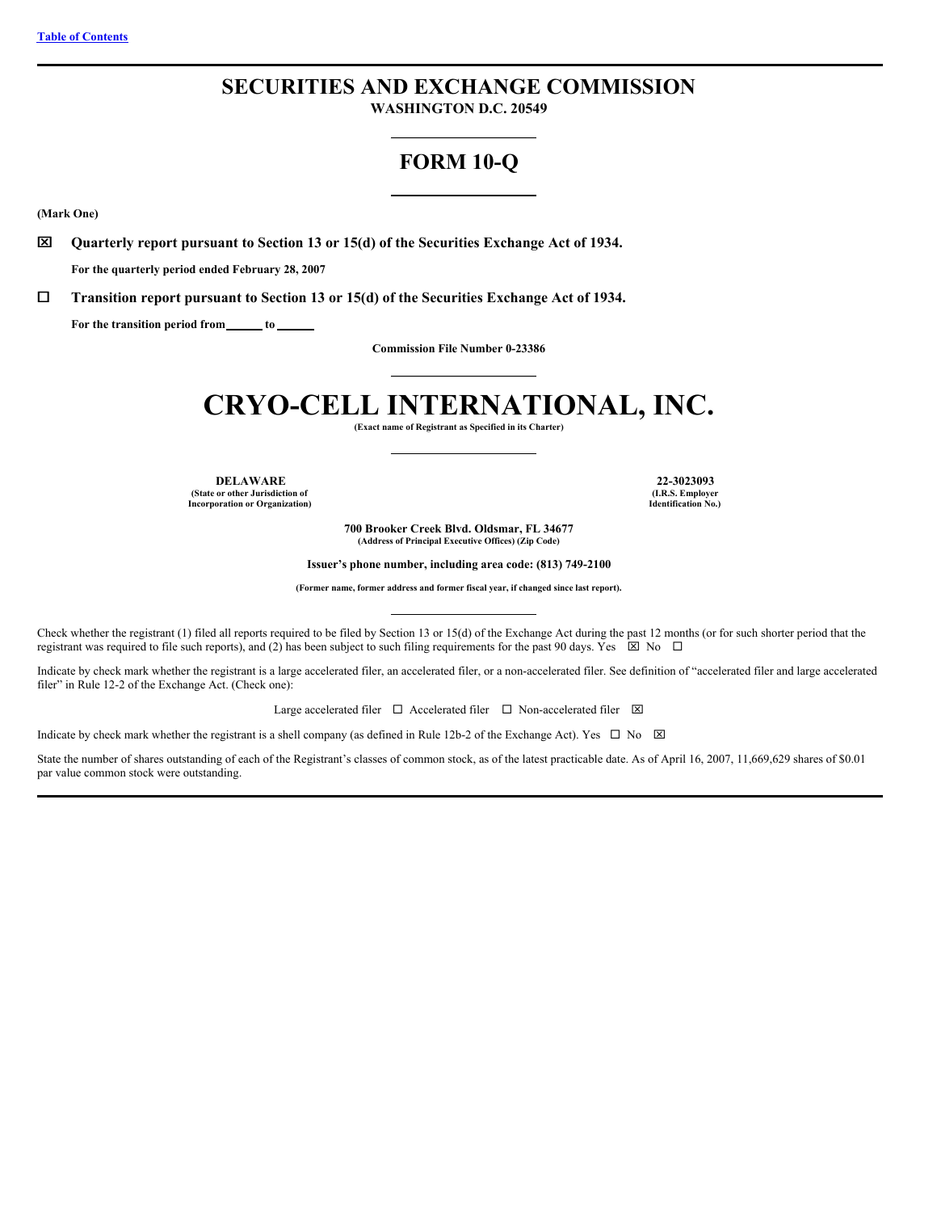Table of Contents

# SECURITIES AND EXCHANGE COMMISSION

**WASHINGTON D.C. 20549**

# FORM 10-Q

**(Mark One)**

☒ **Quarterly report pursuant to Section 13 or 15(d) of the Securities Exchange Act of 1934.**

**For the quarterly period ended February 28, 2007**

☐ **Transition report pursuant to Section 13 or 15(d) of the Securities Exchange Act of 1934.**

**For the transition period from ______ to ______**

**Commission File Number 0-23386**

# CRYO-CELL INTERNATIONAL, INC.

**(Exact name of Registrant as Specified in its Charter)**

| **DELAWARE** | **22-3023093** |
|---|---|
| **(State or other Jurisdiction of Incorporation or Organization)** | **(I.R.S. Employer Identification No.)** |

**700 Brooker Creek Blvd. Oldsmar, FL 34677**
**(Address of Principal Executive Offices) (Zip Code)**

**Issuer's phone number, including area code: (813) 749-2100**

**(Former name, former address and former fiscal year, if changed since last report).**

Check whether the registrant (1) filed all reports required to be filed by Section 13 or 15(d) of the Exchange Act during the past 12 months (or for such shorter period that the registrant was required to file such reports), and (2) has been subject to such filing requirements for the past 90 days. Yes ☒ No ☐

Indicate by check mark whether the registrant is a large accelerated filer, an accelerated filer, or a non-accelerated filer. See definition of "accelerated filer and large accelerated filer" in Rule 12-2 of the Exchange Act. (Check one):

Large accelerated filer ☐ Accelerated filer ☐ Non-accelerated filer ☒

Indicate by check mark whether the registrant is a shell company (as defined in Rule 12b-2 of the Exchange Act). Yes ☐ No ☒

State the number of shares outstanding of each of the Registrant's classes of common stock, as of the latest practicable date. As of April 16, 2007, 11,669,629 shares of $0.01 par value common stock were outstanding.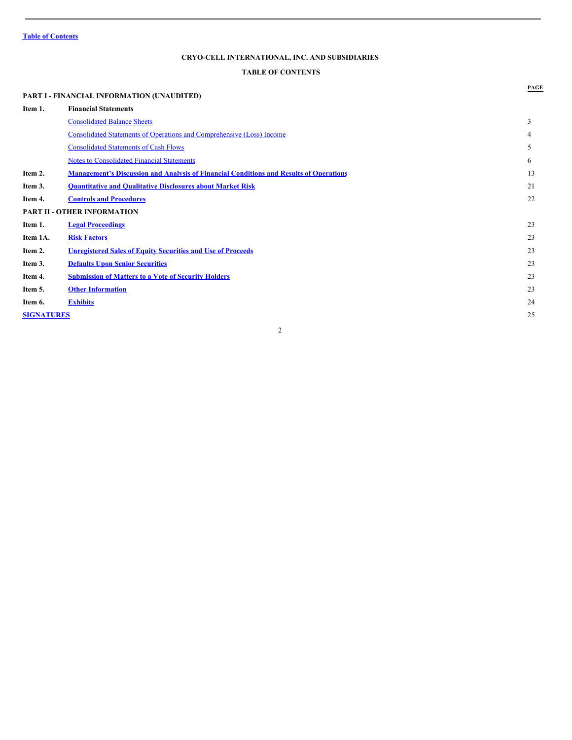Table of Contents

**CRYO-CELL INTERNATIONAL, INC. AND SUBSIDIARIES**

**TABLE OF CONTENTS**

| | | PAGE |
|---|---|---|
| **PART I - FINANCIAL INFORMATION (UNAUDITED)** | | |
| **Item 1.** | **Financial Statements** | |
| | Consolidated Balance Sheets | 3 |
| | Consolidated Statements of Operations and Comprehensive (Loss) Income | 4 |
| | Consolidated Statements of Cash Flows | 5 |
| | Notes to Consolidated Financial Statements | 6 |
| **Item 2.** | **Management's Discussion and Analysis of Financial Conditions and Results of Operations** | 13 |
| **Item 3.** | **Quantitative and Qualitative Disclosures about Market Risk** | 21 |
| **Item 4.** | **Controls and Procedures** | 22 |
| **PART II - OTHER INFORMATION** | | |
| **Item 1.** | **Legal Proceedings** | 23 |
| **Item 1A.** | **Risk Factors** | 23 |
| **Item 2.** | **Unregistered Sales of Equity Securities and Use of Proceeds** | 23 |
| **Item 3.** | **Defaults Upon Senior Securities** | 23 |
| **Item 4.** | **Submission of Matters to a Vote of Security Holders** | 23 |
| **Item 5.** | **Other Information** | 23 |
| **Item 6.** | **Exhibits** | 24 |
| **SIGNATURES** | | 25 |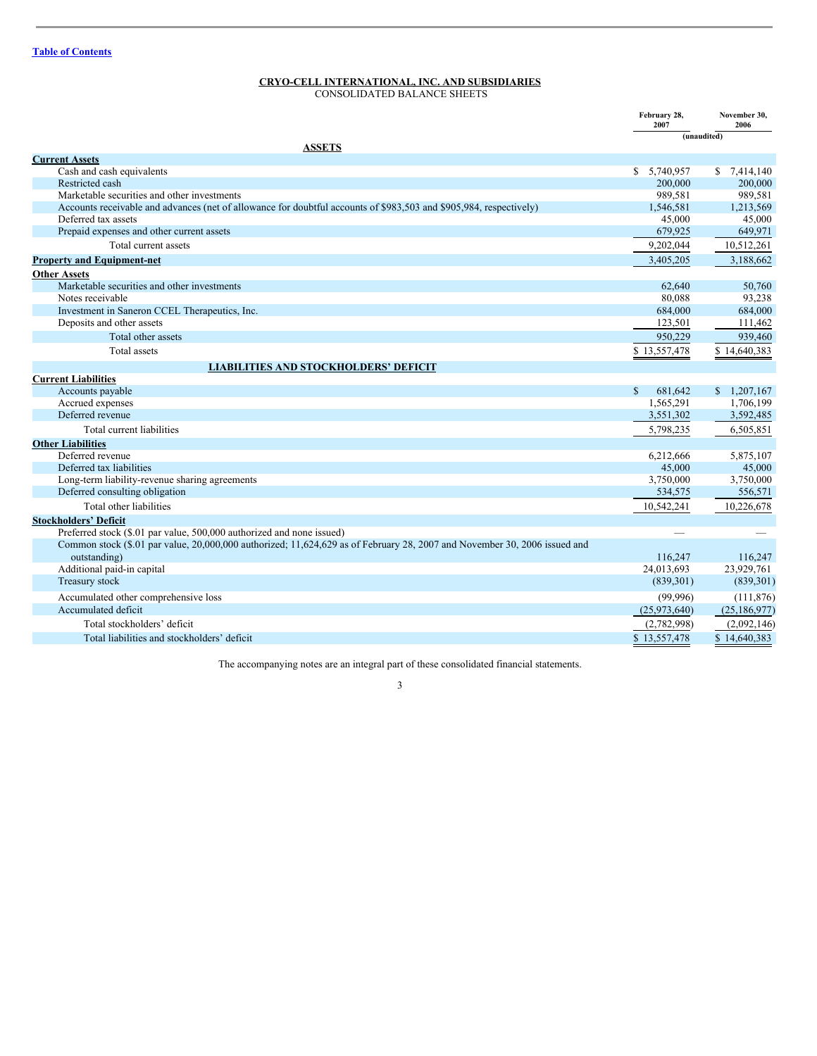[Table of Contents](#)

**CRYO-CELL INTERNATIONAL, INC. AND SUBSIDIARIES**
CONSOLIDATED BALANCE SHEETS

| | February 28, 2007 | November 30, 2006 |
|---|---|---|
| | (unaudited) | |
| **ASSETS** | | |
| **Current Assets** | | |
| Cash and cash equivalents | $ 5,740,957 | $ 7,414,140 |
| Restricted cash | 200,000 | 200,000 |
| Marketable securities and other investments | 989,581 | 989,581 |
| Accounts receivable and advances (net of allowance for doubtful accounts of $983,503 and $905,984, respectively) | 1,546,581 | 1,213,569 |
| Deferred tax assets | 45,000 | 45,000 |
| Prepaid expenses and other current assets | 679,925 | 649,971 |
| Total current assets | 9,202,044 | 10,512,261 |
| **Property and Equipment-net** | 3,405,205 | 3,188,662 |
| **Other Assets** | | |
| Marketable securities and other investments | 62,640 | 50,760 |
| Notes receivable | 80,088 | 93,238 |
| Investment in Saneron CCEL Therapeutics, Inc. | 684,000 | 684,000 |
| Deposits and other assets | 123,501 | 111,462 |
| Total other assets | 950,229 | 939,460 |
| Total assets | $ 13,557,478 | $ 14,640,383 |
| **LIABILITIES AND STOCKHOLDERS' DEFICIT** | | |
| **Current Liabilities** | | |
| Accounts payable | $ 681,642 | $ 1,207,167 |
| Accrued expenses | 1,565,291 | 1,706,199 |
| Deferred revenue | 3,551,302 | 3,592,485 |
| Total current liabilities | 5,798,235 | 6,505,851 |
| **Other Liabilities** | | |
| Deferred revenue | 6,212,666 | 5,875,107 |
| Deferred tax liabilities | 45,000 | 45,000 |
| Long-term liability-revenue sharing agreements | 3,750,000 | 3,750,000 |
| Deferred consulting obligation | 534,575 | 556,571 |
| Total other liabilities | 10,542,241 | 10,226,678 |
| **Stockholders' Deficit** | | |
| Preferred stock ($.01 par value, 500,000 authorized and none issued) | — | — |
| Common stock ($.01 par value, 20,000,000 authorized; 11,624,629 as of February 28, 2007 and November 30, 2006 issued and outstanding) | 116,247 | 116,247 |
| Additional paid-in capital | 24,013,693 | 23,929,761 |
| Treasury stock | (839,301) | (839,301) |
| Accumulated other comprehensive loss | (99,996) | (111,876) |
| Accumulated deficit | (25,973,640) | (25,186,977) |
| Total stockholders' deficit | (2,782,998) | (2,092,146) |
| Total liabilities and stockholders' deficit | $ 13,557,478 | $ 14,640,383 |

The accompanying notes are an integral part of these consolidated financial statements.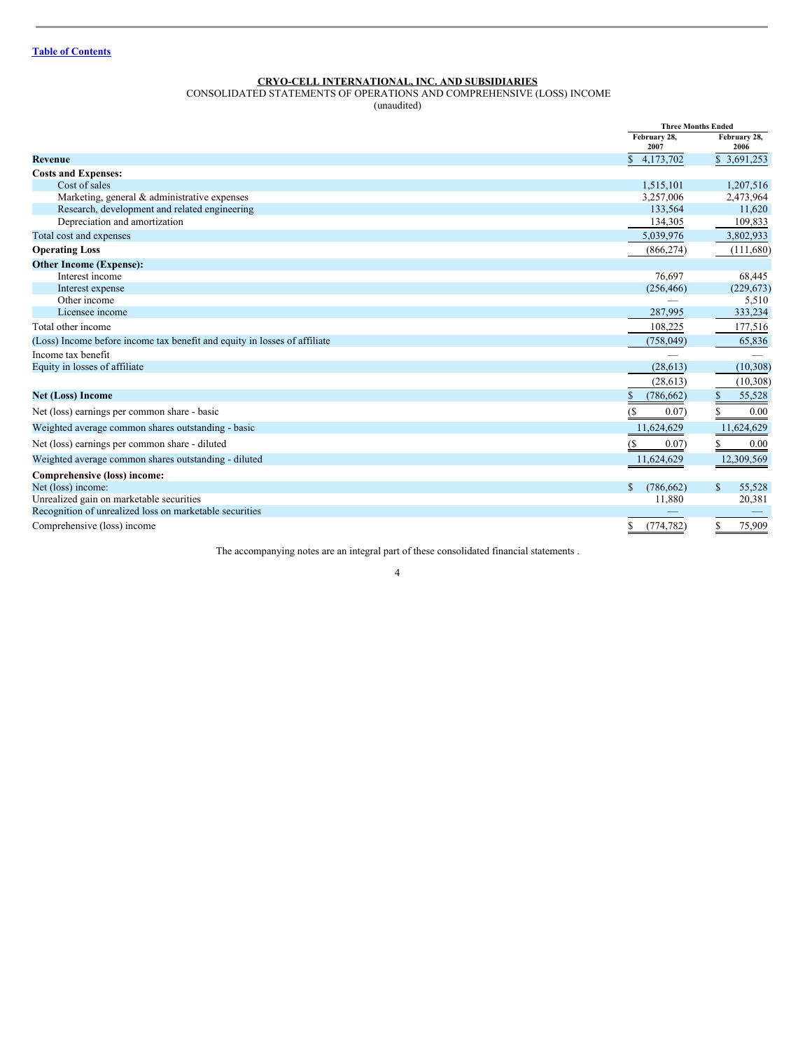[Table of Contents](#)

**CRYO-CELL INTERNATIONAL, INC. AND SUBSIDIARIES**
CONSOLIDATED STATEMENTS OF OPERATIONS AND COMPREHENSIVE (LOSS) INCOME
(unaudited)

| | Three Months Ended | |
|---|---|---|
| | February 28, 2007 | February 28, 2006 |
| **Revenue** | $ 4,173,702 | $ 3,691,253 |
| **Costs and Expenses:** | | |
| Cost of sales | 1,515,101 | 1,207,516 |
| Marketing, general & administrative expenses | 3,257,006 | 2,473,964 |
| Research, development and related engineering | 133,564 | 11,620 |
| Depreciation and amortization | 134,305 | 109,833 |
| Total cost and expenses | 5,039,976 | 3,802,933 |
| **Operating Loss** | (866,274) | (111,680) |
| **Other Income (Expense):** | | |
| Interest income | 76,697 | 68,445 |
| Interest expense | (256,466) | (229,673) |
| Other income | — | 5,510 |
| Licensee income | 287,995 | 333,234 |
| Total other income | 108,225 | 177,516 |
| (Loss) Income before income tax benefit and equity in losses of affiliate | (758,049) | 65,836 |
| Income tax benefit | — | — |
| Equity in losses of affiliate | (28,613) | (10,308) |
| | (28,613) | (10,308) |
| **Net (Loss) Income** | $ (786,662) | $ 55,528 |
| Net (loss) earnings per common share - basic | ($ 0.07) | $ 0.00 |
| Weighted average common shares outstanding - basic | 11,624,629 | 11,624,629 |
| Net (loss) earnings per common share - diluted | ($ 0.07) | $ 0.00 |
| Weighted average common shares outstanding - diluted | 11,624,629 | 12,309,569 |
| **Comprehensive (loss) income:** | | |
| Net (loss) income: | $ (786,662) | $ 55,528 |
| Unrealized gain on marketable securities | 11,880 | 20,381 |
| Recognition of unrealized loss on marketable securities | — | — |
| Comprehensive (loss) income | $ (774,782) | $ 75,909 |

The accompanying notes are an integral part of these consolidated financial statements .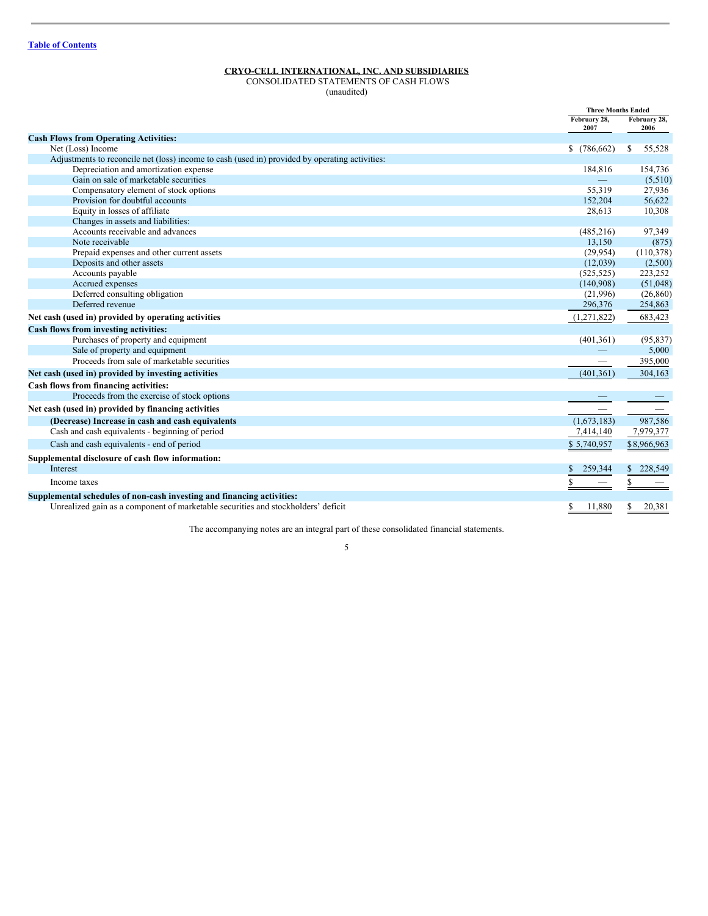**CRYO-CELL INTERNATIONAL, INC. AND SUBSIDIARIES**
CONSOLIDATED STATEMENTS OF CASH FLOWS
(unaudited)

| | Three Months Ended | |
|---|---|---|
| | February 28, 2007 | February 28, 2006 |
| **Cash Flows from Operating Activities:** | | |
| Net (Loss) Income | $ (786,662) | $ 55,528 |
| Adjustments to reconcile net (loss) income to cash (used in) provided by operating activities: | | |
| Depreciation and amortization expense | 184,816 | 154,736 |
| Gain on sale of marketable securities | — | (5,510) |
| Compensatory element of stock options | 55,319 | 27,936 |
| Provision for doubtful accounts | 152,204 | 56,622 |
| Equity in losses of affiliate | 28,613 | 10,308 |
| Changes in assets and liabilities: | | |
| Accounts receivable and advances | (485,216) | 97,349 |
| Note receivable | 13,150 | (875) |
| Prepaid expenses and other current assets | (29,954) | (110,378) |
| Deposits and other assets | (12,039) | (2,500) |
| Accounts payable | (525,525) | 223,252 |
| Accrued expenses | (140,908) | (51,048) |
| Deferred consulting obligation | (21,996) | (26,860) |
| Deferred revenue | 296,376 | 254,863 |
| **Net cash (used in) provided by operating activities** | (1,271,822) | 683,423 |
| **Cash flows from investing activities:** | | |
| Purchases of property and equipment | (401,361) | (95,837) |
| Sale of property and equipment | — | 5,000 |
| Proceeds from sale of marketable securities | — | 395,000 |
| **Net cash (used in) provided by investing activities** | (401,361) | 304,163 |
| **Cash flows from financing activities:** | | |
| Proceeds from the exercise of stock options | — | — |
| **Net cash (used in) provided by financing activities** | — | — |
| **(Decrease) Increase in cash and cash equivalents** | (1,673,183) | 987,586 |
| Cash and cash equivalents - beginning of period | 7,414,140 | 7,979,377 |
| Cash and cash equivalents - end of period | $ 5,740,957 | $ 8,966,963 |
| **Supplemental disclosure of cash flow information:** | | |
| Interest | $ 259,344 | $ 228,549 |
| Income taxes | $ — | $ — |
| **Supplemental schedules of non-cash investing and financing activities:** | | |
| Unrealized gain as a component of marketable securities and stockholders' deficit | $ 11,880 | $ 20,381 |

The accompanying notes are an integral part of these consolidated financial statements.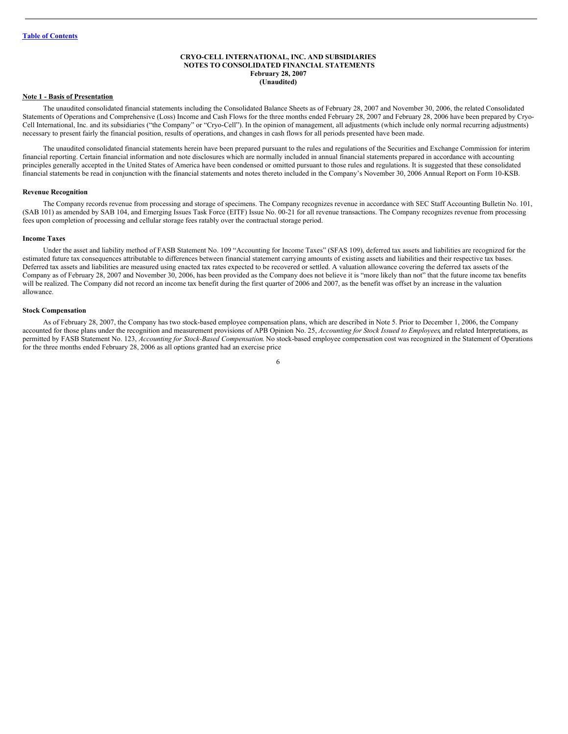[Table of Contents](#)

**CRYO-CELL INTERNATIONAL, INC. AND SUBSIDIARIES**
**NOTES TO CONSOLIDATED FINANCIAL STATEMENTS**
**February 28, 2007**
**(Unaudited)**

**Note 1 - Basis of Presentation**

The unaudited consolidated financial statements including the Consolidated Balance Sheets as of February 28, 2007 and November 30, 2006, the related Consolidated Statements of Operations and Comprehensive (Loss) Income and Cash Flows for the three months ended February 28, 2007 and February 28, 2006 have been prepared by Cryo-Cell International, Inc. and its subsidiaries ("the Company" or "Cryo-Cell"). In the opinion of management, all adjustments (which include only normal recurring adjustments) necessary to present fairly the financial position, results of operations, and changes in cash flows for all periods presented have been made.

The unaudited consolidated financial statements herein have been prepared pursuant to the rules and regulations of the Securities and Exchange Commission for interim financial reporting. Certain financial information and note disclosures which are normally included in annual financial statements prepared in accordance with accounting principles generally accepted in the United States of America have been condensed or omitted pursuant to those rules and regulations. It is suggested that these consolidated financial statements be read in conjunction with the financial statements and notes thereto included in the Company's November 30, 2006 Annual Report on Form 10-KSB.

**Revenue Recognition**

The Company records revenue from processing and storage of specimens. The Company recognizes revenue in accordance with SEC Staff Accounting Bulletin No. 101, (SAB 101) as amended by SAB 104, and Emerging Issues Task Force (EITF) Issue No. 00-21 for all revenue transactions. The Company recognizes revenue from processing fees upon completion of processing and cellular storage fees ratably over the contractual storage period.

**Income Taxes**

Under the asset and liability method of FASB Statement No. 109 "Accounting for Income Taxes" (SFAS 109), deferred tax assets and liabilities are recognized for the estimated future tax consequences attributable to differences between financial statement carrying amounts of existing assets and liabilities and their respective tax bases. Deferred tax assets and liabilities are measured using enacted tax rates expected to be recovered or settled. A valuation allowance covering the deferred tax assets of the Company as of February 28, 2007 and November 30, 2006, has been provided as the Company does not believe it is "more likely than not" that the future income tax benefits will be realized. The Company did not record an income tax benefit during the first quarter of 2006 and 2007, as the benefit was offset by an increase in the valuation allowance.

**Stock Compensation**

As of February 28, 2007, the Company has two stock-based employee compensation plans, which are described in Note 5. Prior to December 1, 2006, the Company accounted for those plans under the recognition and measurement provisions of APB Opinion No. 25, *Accounting for Stock Issued to Employees*, and related Interpretations, as permitted by FASB Statement No. 123, *Accounting for Stock-Based Compensation*. No stock-based employee compensation cost was recognized in the Statement of Operations for the three months ended February 28, 2006 as all options granted had an exercise price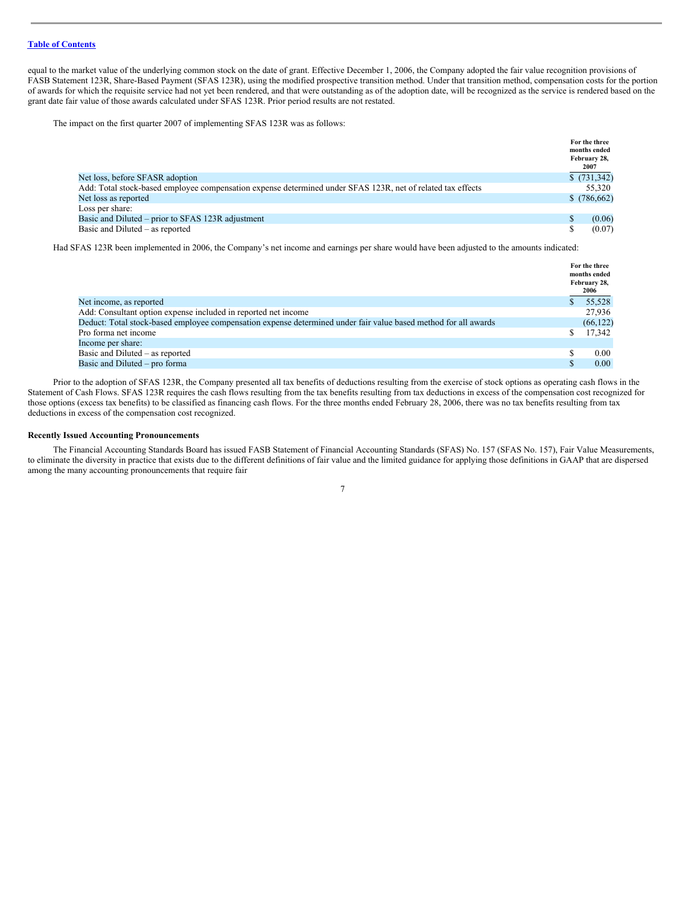equal to the market value of the underlying common stock on the date of grant. Effective December 1, 2006, the Company adopted the fair value recognition provisions of FASB Statement 123R, Share-Based Payment (SFAS 123R), using the modified prospective transition method. Under that transition method, compensation costs for the portion of awards for which the requisite service had not yet been rendered, and that were outstanding as of the adoption date, will be recognized as the service is rendered based on the grant date fair value of those awards calculated under SFAS 123R. Prior period results are not restated.

The impact on the first quarter 2007 of implementing SFAS 123R was as follows:

| | For the three months ended February 28, 2007 |
|---|---|
| Net loss, before SFASR adoption | $ (731,342) |
| Add: Total stock-based employee compensation expense determined under SFAS 123R, net of related tax effects | 55,320 |
| Net loss as reported | $ (786,662) |
| Loss per share: | |
| Basic and Diluted – prior to SFAS 123R adjustment | $ (0.06) |
| Basic and Diluted – as reported | $ (0.07) |

Had SFAS 123R been implemented in 2006, the Company's net income and earnings per share would have been adjusted to the amounts indicated:

| | For the three months ended February 28, 2006 |
|---|---|
| Net income, as reported | $ 55,528 |
| Add: Consultant option expense included in reported net income | 27,936 |
| Deduct: Total stock-based employee compensation expense determined under fair value based method for all awards | (66,122) |
| Pro forma net income | $ 17,342 |
| Income per share: | |
| Basic and Diluted – as reported | $ 0.00 |
| Basic and Diluted – pro forma | $ 0.00 |

Prior to the adoption of SFAS 123R, the Company presented all tax benefits of deductions resulting from the exercise of stock options as operating cash flows in the Statement of Cash Flows. SFAS 123R requires the cash flows resulting from the tax benefits resulting from tax deductions in excess of the compensation cost recognized for those options (excess tax benefits) to be classified as financing cash flows. For the three months ended February 28, 2006, there was no tax benefits resulting from tax deductions in excess of the compensation cost recognized.

**Recently Issued Accounting Pronouncements**

The Financial Accounting Standards Board has issued FASB Statement of Financial Accounting Standards (SFAS) No. 157 (SFAS No. 157), Fair Value Measurements, to eliminate the diversity in practice that exists due to the different definitions of fair value and the limited guidance for applying those definitions in GAAP that are dispersed among the many accounting pronouncements that require fair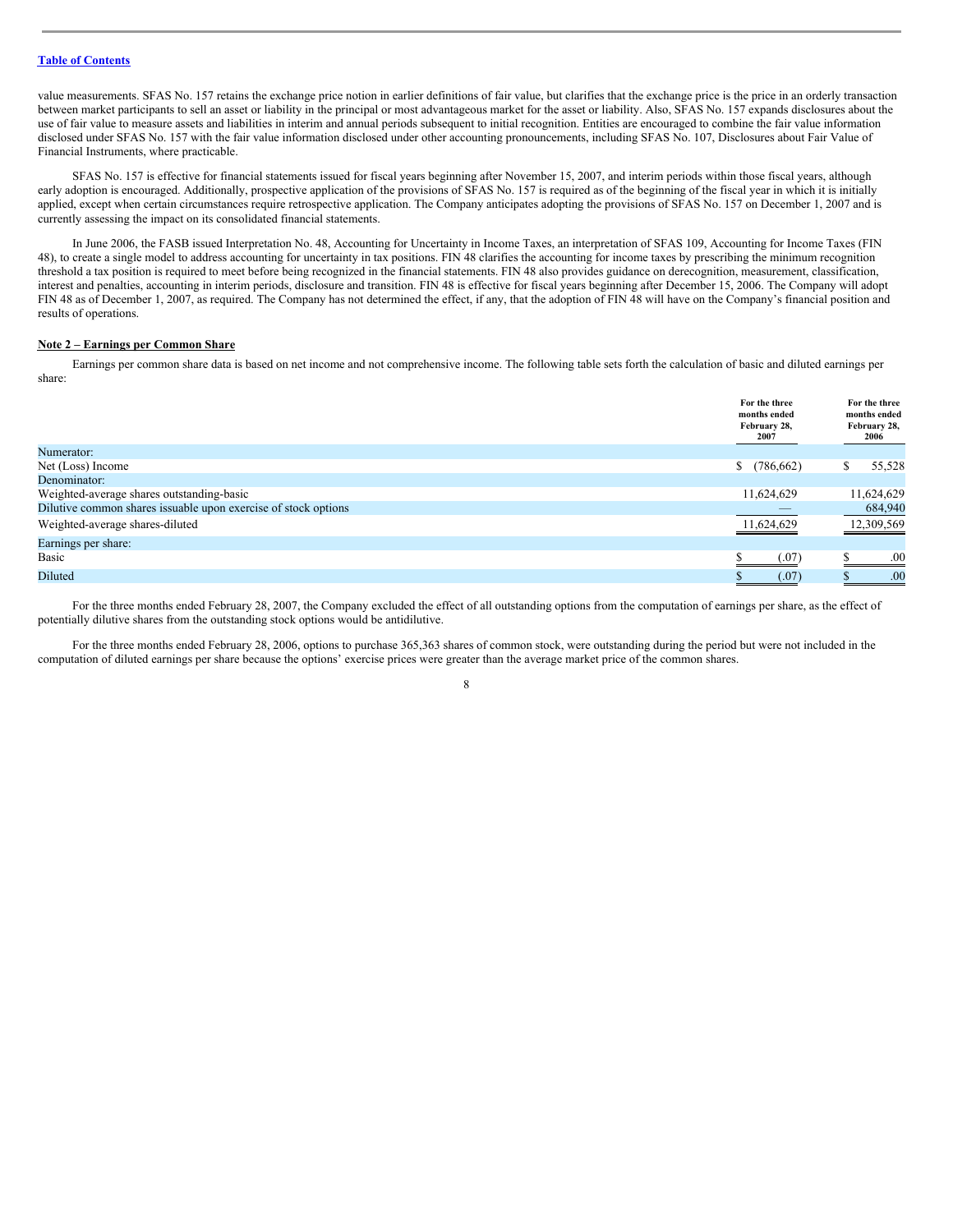value measurements. SFAS No. 157 retains the exchange price notion in earlier definitions of fair value, but clarifies that the exchange price is the price in an orderly transaction between market participants to sell an asset or liability in the principal or most advantageous market for the asset or liability. Also, SFAS No. 157 expands disclosures about the use of fair value to measure assets and liabilities in interim and annual periods subsequent to initial recognition. Entities are encouraged to combine the fair value information disclosed under SFAS No. 157 with the fair value information disclosed under other accounting pronouncements, including SFAS No. 107, Disclosures about Fair Value of Financial Instruments, where practicable.

SFAS No. 157 is effective for financial statements issued for fiscal years beginning after November 15, 2007, and interim periods within those fiscal years, although early adoption is encouraged. Additionally, prospective application of the provisions of SFAS No. 157 is required as of the beginning of the fiscal year in which it is initially applied, except when certain circumstances require retrospective application. The Company anticipates adopting the provisions of SFAS No. 157 on December 1, 2007 and is currently assessing the impact on its consolidated financial statements.

In June 2006, the FASB issued Interpretation No. 48, Accounting for Uncertainty in Income Taxes, an interpretation of SFAS 109, Accounting for Income Taxes (FIN 48), to create a single model to address accounting for uncertainty in tax positions. FIN 48 clarifies the accounting for income taxes by prescribing the minimum recognition threshold a tax position is required to meet before being recognized in the financial statements. FIN 48 also provides guidance on derecognition, measurement, classification, interest and penalties, accounting in interim periods, disclosure and transition. FIN 48 is effective for fiscal years beginning after December 15, 2006. The Company will adopt FIN 48 as of December 1, 2007, as required. The Company has not determined the effect, if any, that the adoption of FIN 48 will have on the Company's financial position and results of operations.

**Note 2 – Earnings per Common Share**

Earnings per common share data is based on net income and not comprehensive income. The following table sets forth the calculation of basic and diluted earnings per share:

| | For the three months ended February 28, 2007 | For the three months ended February 28, 2006 |
|---|---|---|
| Numerator: | | |
| Net (Loss) Income | $ (786,662) | $ 55,528 |
| Denominator: | | |
| Weighted-average shares outstanding-basic | 11,624,629 | 11,624,629 |
| Dilutive common shares issuable upon exercise of stock options | — | 684,940 |
| Weighted-average shares-diluted | 11,624,629 | 12,309,569 |
| Earnings per share: | | |
| Basic | $ (.07) | $ .00 |
| Diluted | $ (.07) | $ .00 |

For the three months ended February 28, 2007, the Company excluded the effect of all outstanding options from the computation of earnings per share, as the effect of potentially dilutive shares from the outstanding stock options would be antidilutive.

For the three months ended February 28, 2006, options to purchase 365,363 shares of common stock, were outstanding during the period but were not included in the computation of diluted earnings per share because the options' exercise prices were greater than the average market price of the common shares.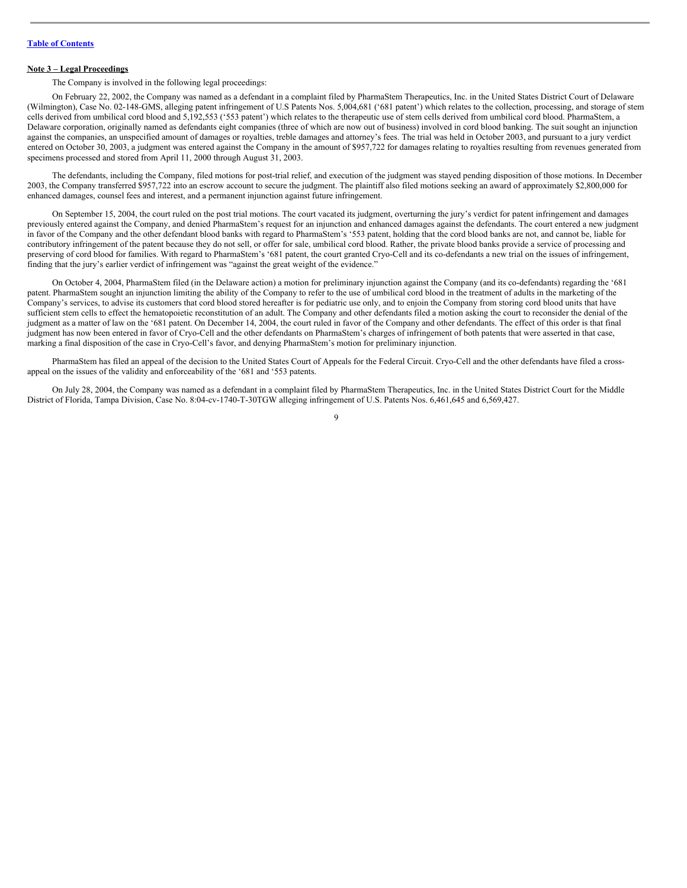**Note 3 – Legal Proceedings**

The Company is involved in the following legal proceedings:

On February 22, 2002, the Company was named as a defendant in a complaint filed by PharmaStem Therapeutics, Inc. in the United States District Court of Delaware (Wilmington), Case No. 02-148-GMS, alleging patent infringement of U.S Patents Nos. 5,004,681 ('681 patent') which relates to the collection, processing, and storage of stem cells derived from umbilical cord blood and 5,192,553 ('553 patent') which relates to the therapeutic use of stem cells derived from umbilical cord blood. PharmaStem, a Delaware corporation, originally named as defendants eight companies (three of which are now out of business) involved in cord blood banking. The suit sought an injunction against the companies, an unspecified amount of damages or royalties, treble damages and attorney's fees. The trial was held in October 2003, and pursuant to a jury verdict entered on October 30, 2003, a judgment was entered against the Company in the amount of $957,722 for damages relating to royalties resulting from revenues generated from specimens processed and stored from April 11, 2000 through August 31, 2003.

The defendants, including the Company, filed motions for post-trial relief, and execution of the judgment was stayed pending disposition of those motions. In December 2003, the Company transferred $957,722 into an escrow account to secure the judgment. The plaintiff also filed motions seeking an award of approximately $2,800,000 for enhanced damages, counsel fees and interest, and a permanent injunction against future infringement.

On September 15, 2004, the court ruled on the post trial motions. The court vacated its judgment, overturning the jury's verdict for patent infringement and damages previously entered against the Company, and denied PharmaStem's request for an injunction and enhanced damages against the defendants. The court entered a new judgment in favor of the Company and the other defendant blood banks with regard to PharmaStem's '553 patent, holding that the cord blood banks are not, and cannot be, liable for contributory infringement of the patent because they do not sell, or offer for sale, umbilical cord blood. Rather, the private blood banks provide a service of processing and preserving of cord blood for families. With regard to PharmaStem's '681 patent, the court granted Cryo-Cell and its co-defendants a new trial on the issues of infringement, finding that the jury's earlier verdict of infringement was "against the great weight of the evidence."

On October 4, 2004, PharmaStem filed (in the Delaware action) a motion for preliminary injunction against the Company (and its co-defendants) regarding the '681 patent. PharmaStem sought an injunction limiting the ability of the Company to refer to the use of umbilical cord blood in the treatment of adults in the marketing of the Company's services, to advise its customers that cord blood stored hereafter is for pediatric use only, and to enjoin the Company from storing cord blood units that have sufficient stem cells to effect the hematopoietic reconstitution of an adult. The Company and other defendants filed a motion asking the court to reconsider the denial of the judgment as a matter of law on the '681 patent. On December 14, 2004, the court ruled in favor of the Company and other defendants. The effect of this order is that final judgment has now been entered in favor of Cryo-Cell and the other defendants on PharmaStem's charges of infringement of both patents that were asserted in that case, marking a final disposition of the case in Cryo-Cell's favor, and denying PharmaStem's motion for preliminary injunction.

PharmaStem has filed an appeal of the decision to the United States Court of Appeals for the Federal Circuit. Cryo-Cell and the other defendants have filed a cross-appeal on the issues of the validity and enforceability of the '681 and '553 patents.

On July 28, 2004, the Company was named as a defendant in a complaint filed by PharmaStem Therapeutics, Inc. in the United States District Court for the Middle District of Florida, Tampa Division, Case No. 8:04-cv-1740-T-30TGW alleging infringement of U.S. Patents Nos. 6,461,645 and 6,569,427.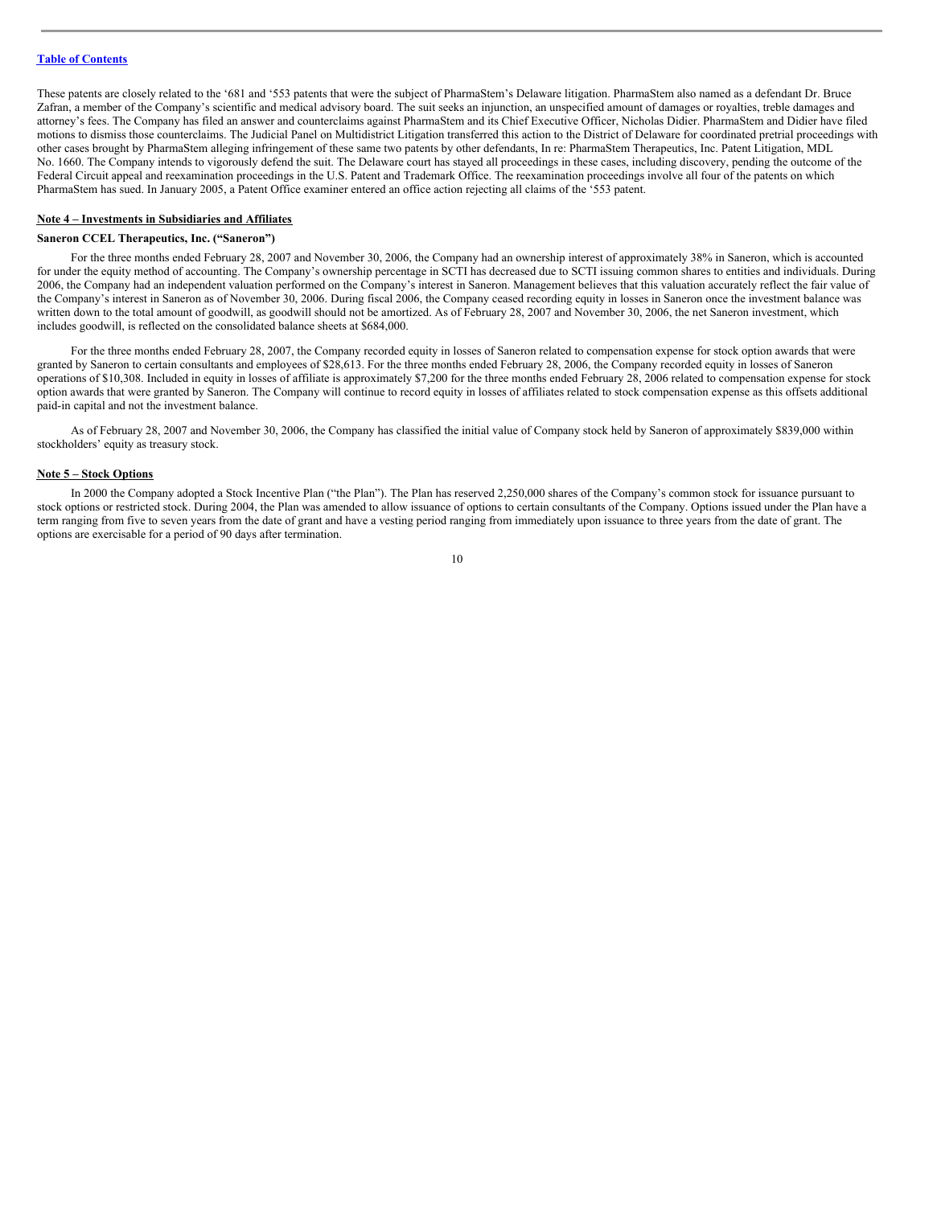These patents are closely related to the '681 and '553 patents that were the subject of PharmaStem's Delaware litigation. PharmaStem also named as a defendant Dr. Bruce Zafran, a member of the Company's scientific and medical advisory board. The suit seeks an injunction, an unspecified amount of damages or royalties, treble damages and attorney's fees. The Company has filed an answer and counterclaims against PharmaStem and its Chief Executive Officer, Nicholas Didier. PharmaStem and Didier have filed motions to dismiss those counterclaims. The Judicial Panel on Multidistrict Litigation transferred this action to the District of Delaware for coordinated pretrial proceedings with other cases brought by PharmaStem alleging infringement of these same two patents by other defendants, In re: PharmaStem Therapeutics, Inc. Patent Litigation, MDL No. 1660. The Company intends to vigorously defend the suit. The Delaware court has stayed all proceedings in these cases, including discovery, pending the outcome of the Federal Circuit appeal and reexamination proceedings in the U.S. Patent and Trademark Office. The reexamination proceedings involve all four of the patents on which PharmaStem has sued. In January 2005, a Patent Office examiner entered an office action rejecting all claims of the '553 patent.

## Note 4 – Investments in Subsidiaries and Affiliates

### Saneron CCEL Therapeutics, Inc. ("Saneron")

For the three months ended February 28, 2007 and November 30, 2006, the Company had an ownership interest of approximately 38% in Saneron, which is accounted for under the equity method of accounting. The Company's ownership percentage in SCTI has decreased due to SCTI issuing common shares to entities and individuals. During 2006, the Company had an independent valuation performed on the Company's interest in Saneron. Management believes that this valuation accurately reflect the fair value of the Company's interest in Saneron as of November 30, 2006. During fiscal 2006, the Company ceased recording equity in losses in Saneron once the investment balance was written down to the total amount of goodwill, as goodwill should not be amortized. As of February 28, 2007 and November 30, 2006, the net Saneron investment, which includes goodwill, is reflected on the consolidated balance sheets at $684,000.

For the three months ended February 28, 2007, the Company recorded equity in losses of Saneron related to compensation expense for stock option awards that were granted by Saneron to certain consultants and employees of $28,613. For the three months ended February 28, 2006, the Company recorded equity in losses of Saneron operations of $10,308. Included in equity in losses of affiliate is approximately $7,200 for the three months ended February 28, 2006 related to compensation expense for stock option awards that were granted by Saneron. The Company will continue to record equity in losses of affiliates related to stock compensation expense as this offsets additional paid-in capital and not the investment balance.

As of February 28, 2007 and November 30, 2006, the Company has classified the initial value of Company stock held by Saneron of approximately $839,000 within stockholders' equity as treasury stock.

## Note 5 – Stock Options

In 2000 the Company adopted a Stock Incentive Plan ("the Plan"). The Plan has reserved 2,250,000 shares of the Company's common stock for issuance pursuant to stock options or restricted stock. During 2004, the Plan was amended to allow issuance of options to certain consultants of the Company. Options issued under the Plan have a term ranging from five to seven years from the date of grant and have a vesting period ranging from immediately upon issuance to three years from the date of grant. The options are exercisable for a period of 90 days after termination.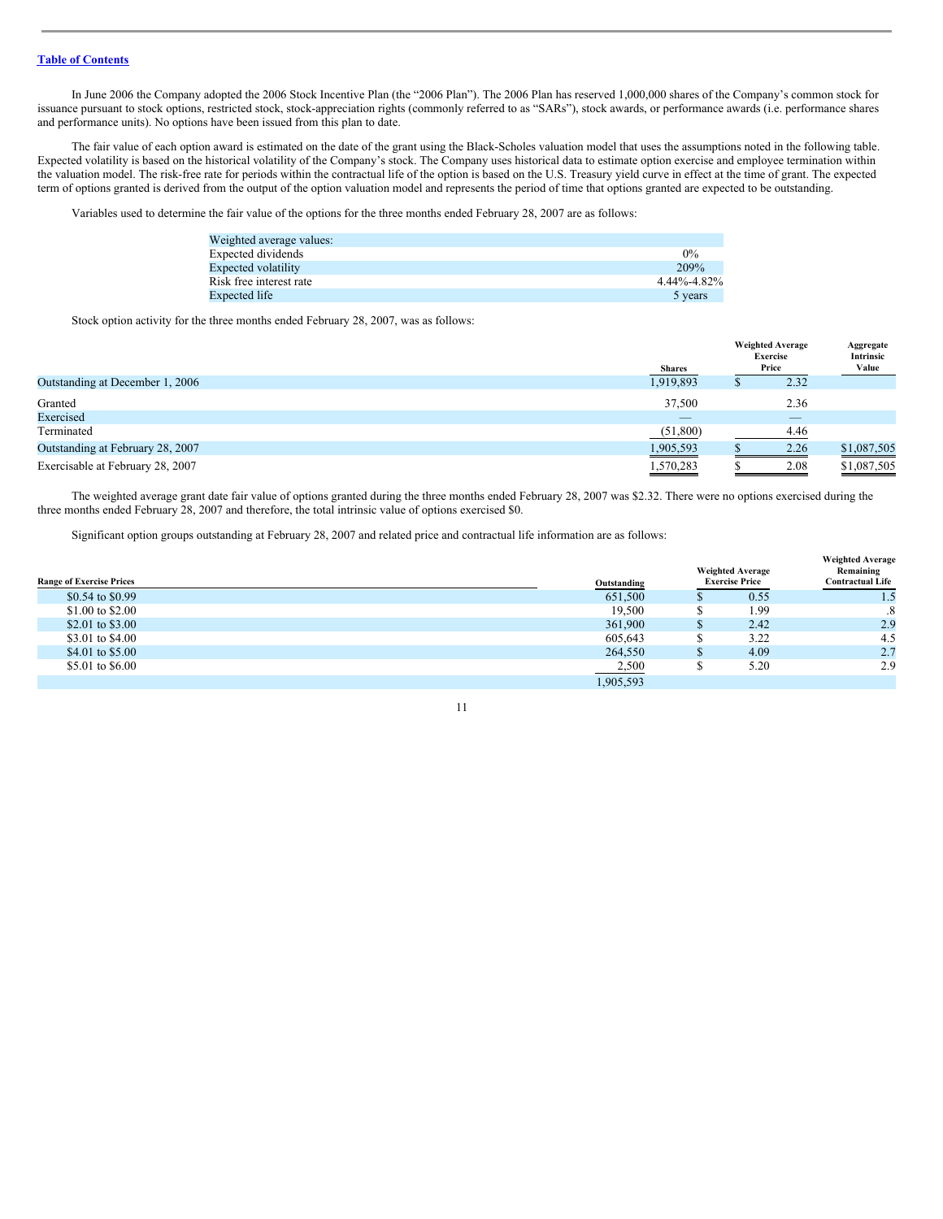Table of Contents

In June 2006 the Company adopted the 2006 Stock Incentive Plan (the "2006 Plan"). The 2006 Plan has reserved 1,000,000 shares of the Company's common stock for issuance pursuant to stock options, restricted stock, stock-appreciation rights (commonly referred to as "SARs"), stock awards, or performance awards (i.e. performance shares and performance units). No options have been issued from this plan to date.

The fair value of each option award is estimated on the date of the grant using the Black-Scholes valuation model that uses the assumptions noted in the following table. Expected volatility is based on the historical volatility of the Company's stock. The Company uses historical data to estimate option exercise and employee termination within the valuation model. The risk-free rate for periods within the contractual life of the option is based on the U.S. Treasury yield curve in effect at the time of grant. The expected term of options granted is derived from the output of the option valuation model and represents the period of time that options granted are expected to be outstanding.

Variables used to determine the fair value of the options for the three months ended February 28, 2007 are as follows:

| Weighted average values: | |
|---|---|
| Expected dividends | 0% |
| Expected volatility | 209% |
| Risk free interest rate | 4.44%-4.82% |
| Expected life | 5 years |

Stock option activity for the three months ended February 28, 2007, was as follows:

| | Shares | Weighted Average Exercise Price | Aggregate Intrinsic Value |
|---|---|---|---|
| Outstanding at December 1, 2006 | 1,919,893 | $ 2.32 | |
| Granted | 37,500 | 2.36 | |
| Exercised | — | — | |
| Terminated | (51,800) | 4.46 | |
| Outstanding at February 28, 2007 | 1,905,593 | $ 2.26 | $1,087,505 |
| Exercisable at February 28, 2007 | 1,570,283 | $ 2.08 | $1,087,505 |

The weighted average grant date fair value of options granted during the three months ended February 28, 2007 was $2.32. There were no options exercised during the three months ended February 28, 2007 and therefore, the total intrinsic value of options exercised $0.

Significant option groups outstanding at February 28, 2007 and related price and contractual life information are as follows:

| Range of Exercise Prices | Outstanding | Weighted Average Exercise Price | Weighted Average Remaining Contractual Life |
|---|---|---|---|
| $0.54 to $0.99 | 651,500 | $ 0.55 | 1.5 |
| $1.00 to $2.00 | 19,500 | $ 1.99 | .8 |
| $2.01 to $3.00 | 361,900 | $ 2.42 | 2.9 |
| $3.01 to $4.00 | 605,643 | $ 3.22 | 4.5 |
| $4.01 to $5.00 | 264,550 | $ 4.09 | 2.7 |
| $5.01 to $6.00 | 2,500 | $ 5.20 | 2.9 |
| | 1,905,593 | | |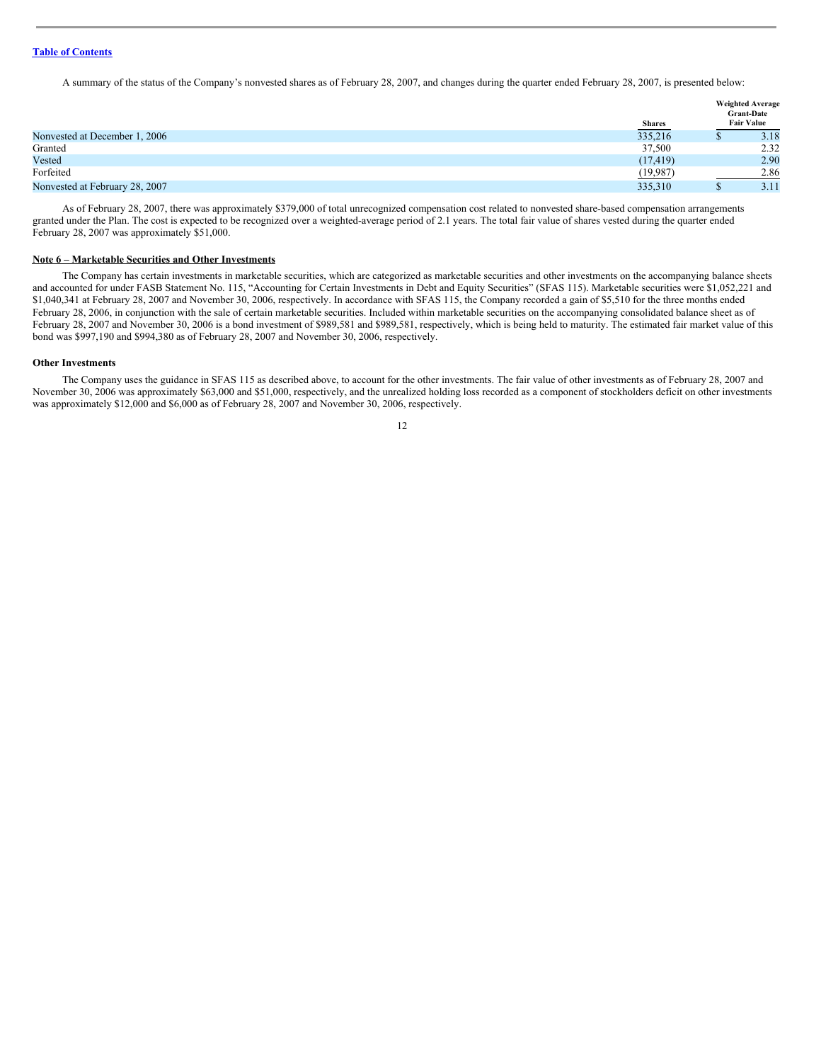A summary of the status of the Company's nonvested shares as of February 28, 2007, and changes during the quarter ended February 28, 2007, is presented below:

| | Shares | Weighted Average Grant-Date Fair Value |
|---|---|---|
| Nonvested at December 1, 2006 | 335,216 | $ 3.18 |
| Granted | 37,500 | 2.32 |
| Vested | (17,419) | 2.90 |
| Forfeited | (19,987) | 2.86 |
| Nonvested at February 28, 2007 | 335,310 | $ 3.11 |

As of February 28, 2007, there was approximately $379,000 of total unrecognized compensation cost related to nonvested share-based compensation arrangements granted under the Plan. The cost is expected to be recognized over a weighted-average period of 2.1 years. The total fair value of shares vested during the quarter ended February 28, 2007 was approximately $51,000.

**Note 6 – Marketable Securities and Other Investments**

The Company has certain investments in marketable securities, which are categorized as marketable securities and other investments on the accompanying balance sheets and accounted for under FASB Statement No. 115, "Accounting for Certain Investments in Debt and Equity Securities" (SFAS 115). Marketable securities were $1,052,221 and $1,040,341 at February 28, 2007 and November 30, 2006, respectively. In accordance with SFAS 115, the Company recorded a gain of $5,510 for the three months ended February 28, 2006, in conjunction with the sale of certain marketable securities. Included within marketable securities on the accompanying consolidated balance sheet as of February 28, 2007 and November 30, 2006 is a bond investment of $989,581 and $989,581, respectively, which is being held to maturity. The estimated fair market value of this bond was $997,190 and $994,380 as of February 28, 2007 and November 30, 2006, respectively.

**Other Investments**

The Company uses the guidance in SFAS 115 as described above, to account for the other investments. The fair value of other investments as of February 28, 2007 and November 30, 2006 was approximately $63,000 and $51,000, respectively, and the unrealized holding loss recorded as a component of stockholders deficit on other investments was approximately $12,000 and $6,000 as of February 28, 2007 and November 30, 2006, respectively.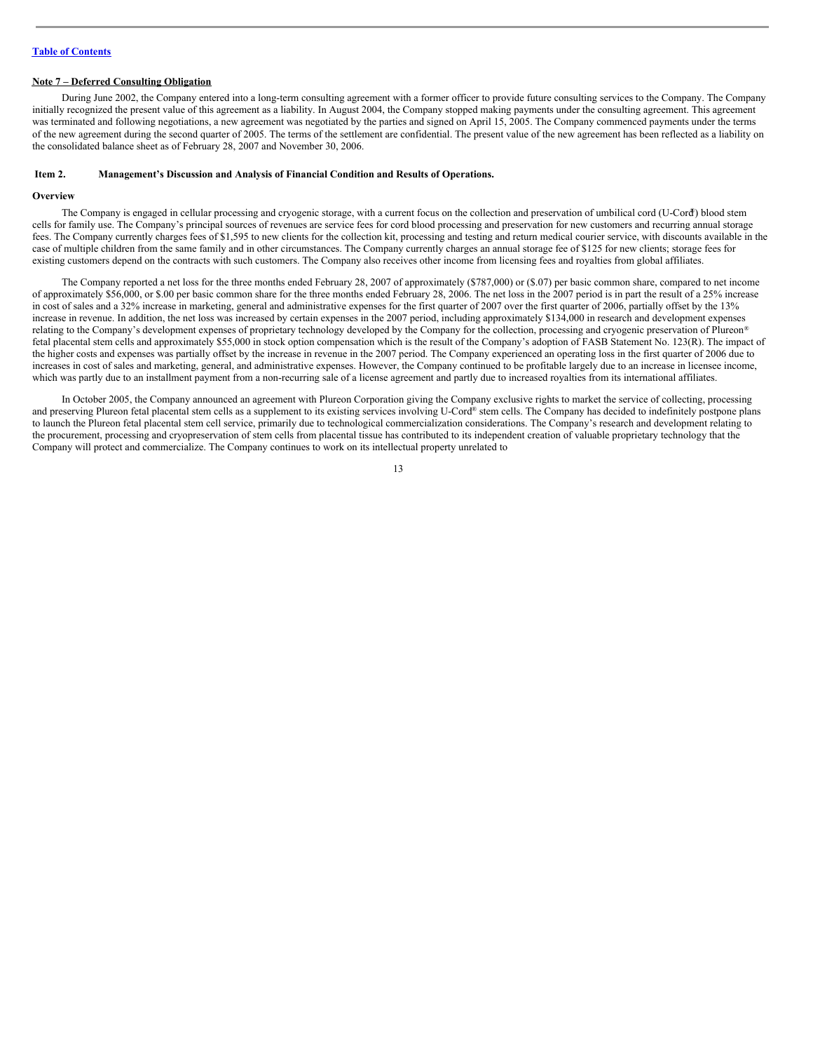[Table of Contents]

**Note 7 – Deferred Consulting Obligation**

During June 2002, the Company entered into a long-term consulting agreement with a former officer to provide future consulting services to the Company. The Company initially recognized the present value of this agreement as a liability. In August 2004, the Company stopped making payments under the consulting agreement. This agreement was terminated and following negotiations, a new agreement was negotiated by the parties and signed on April 15, 2005. The Company commenced payments under the terms of the new agreement during the second quarter of 2005. The terms of the settlement are confidential. The present value of the new agreement has been reflected as a liability on the consolidated balance sheet as of February 28, 2007 and November 30, 2006.

**Item 2. Management's Discussion and Analysis of Financial Condition and Results of Operations.**

**Overview**

The Company is engaged in cellular processing and cryogenic storage, with a current focus on the collection and preservation of umbilical cord (U-Cord®) blood stem cells for family use. The Company's principal sources of revenues are service fees for cord blood processing and preservation for new customers and recurring annual storage fees. The Company currently charges fees of $1,595 to new clients for the collection kit, processing and testing and return medical courier service, with discounts available in the case of multiple children from the same family and in other circumstances. The Company currently charges an annual storage fee of $125 for new clients; storage fees for existing customers depend on the contracts with such customers. The Company also receives other income from licensing fees and royalties from global affiliates.

The Company reported a net loss for the three months ended February 28, 2007 of approximately ($787,000) or ($.07) per basic common share, compared to net income of approximately $56,000, or $.00 per basic common share for the three months ended February 28, 2006. The net loss in the 2007 period is in part the result of a 25% increase in cost of sales and a 32% increase in marketing, general and administrative expenses for the first quarter of 2007 over the first quarter of 2006, partially offset by the 13% increase in revenue. In addition, the net loss was increased by certain expenses in the 2007 period, including approximately $134,000 in research and development expenses relating to the Company's development expenses of proprietary technology developed by the Company for the collection, processing and cryogenic preservation of Plureon® fetal placental stem cells and approximately $55,000 in stock option compensation which is the result of the Company's adoption of FASB Statement No. 123(R). The impact of the higher costs and expenses was partially offset by the increase in revenue in the 2007 period. The Company experienced an operating loss in the first quarter of 2006 due to increases in cost of sales and marketing, general, and administrative expenses. However, the Company continued to be profitable largely due to an increase in licensee income, which was partly due to an installment payment from a non-recurring sale of a license agreement and partly due to increased royalties from its international affiliates.

In October 2005, the Company announced an agreement with Plureon Corporation giving the Company exclusive rights to market the service of collecting, processing and preserving Plureon fetal placental stem cells as a supplement to its existing services involving U-Cord® stem cells. The Company has decided to indefinitely postpone plans to launch the Plureon fetal placental stem cell service, primarily due to technological commercialization considerations. The Company's research and development relating to the procurement, processing and cryopreservation of stem cells from placental tissue has contributed to its independent creation of valuable proprietary technology that the Company will protect and commercialize. The Company continues to work on its intellectual property unrelated to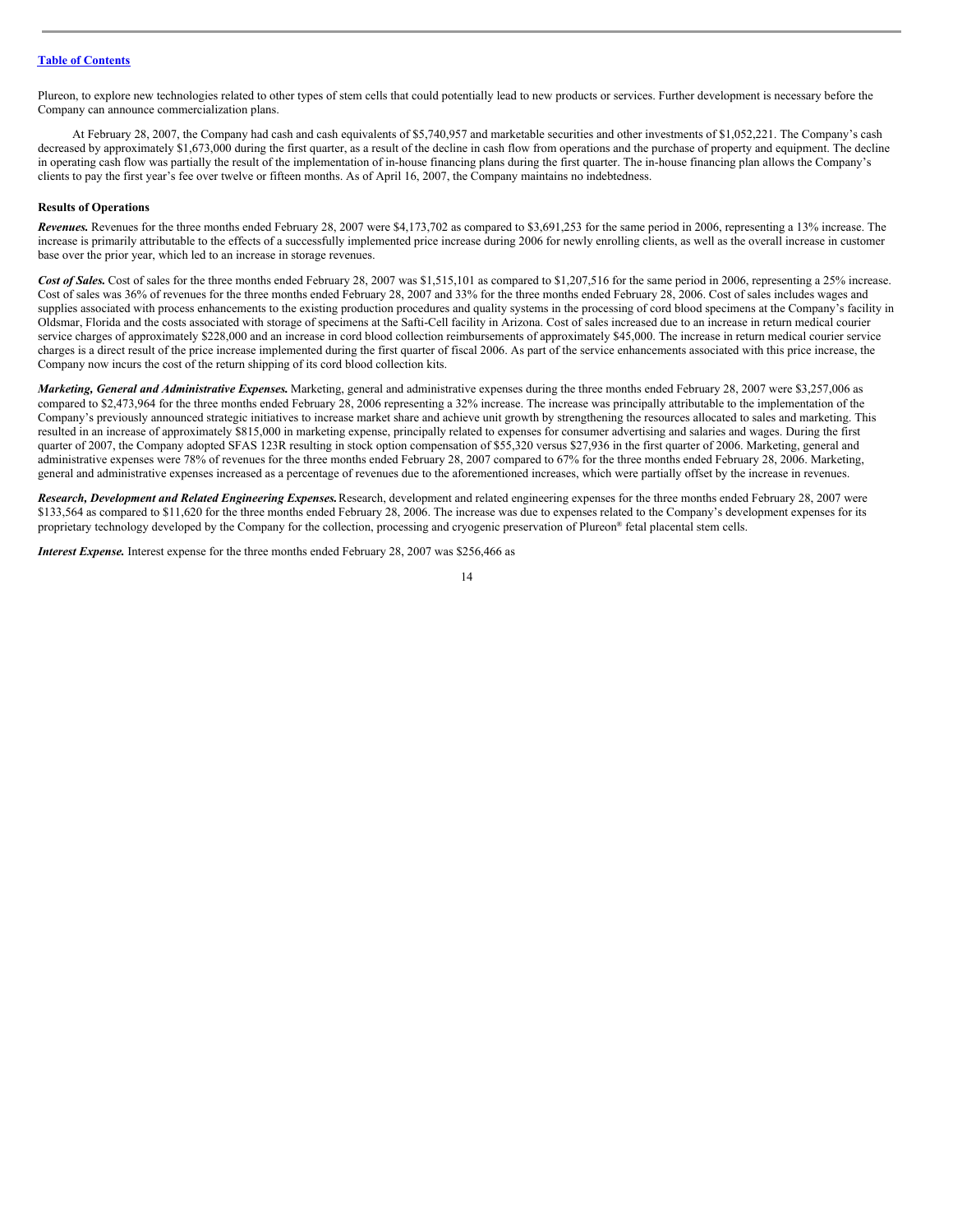Plureon, to explore new technologies related to other types of stem cells that could potentially lead to new products or services. Further development is necessary before the Company can announce commercialization plans.

At February 28, 2007, the Company had cash and cash equivalents of $5,740,957 and marketable securities and other investments of $1,052,221. The Company's cash decreased by approximately $1,673,000 during the first quarter, as a result of the decline in cash flow from operations and the purchase of property and equipment. The decline in operating cash flow was partially the result of the implementation of in-house financing plans during the first quarter. The in-house financing plan allows the Company's clients to pay the first year's fee over twelve or fifteen months. As of April 16, 2007, the Company maintains no indebtedness.

**Results of Operations**

***Revenues.*** Revenues for the three months ended February 28, 2007 were $4,173,702 as compared to $3,691,253 for the same period in 2006, representing a 13% increase. The increase is primarily attributable to the effects of a successfully implemented price increase during 2006 for newly enrolling clients, as well as the overall increase in customer base over the prior year, which led to an increase in storage revenues.

***Cost of Sales.*** Cost of sales for the three months ended February 28, 2007 was $1,515,101 as compared to $1,207,516 for the same period in 2006, representing a 25% increase. Cost of sales was 36% of revenues for the three months ended February 28, 2007 and 33% for the three months ended February 28, 2006. Cost of sales includes wages and supplies associated with process enhancements to the existing production procedures and quality systems in the processing of cord blood specimens at the Company's facility in Oldsmar, Florida and the costs associated with storage of specimens at the Safti-Cell facility in Arizona. Cost of sales increased due to an increase in return medical courier service charges of approximately $228,000 and an increase in cord blood collection reimbursements of approximately $45,000. The increase in return medical courier service charges is a direct result of the price increase implemented during the first quarter of fiscal 2006. As part of the service enhancements associated with this price increase, the Company now incurs the cost of the return shipping of its cord blood collection kits.

***Marketing, General and Administrative Expenses.*** Marketing, general and administrative expenses during the three months ended February 28, 2007 were $3,257,006 as compared to $2,473,964 for the three months ended February 28, 2006 representing a 32% increase. The increase was principally attributable to the implementation of the Company's previously announced strategic initiatives to increase market share and achieve unit growth by strengthening the resources allocated to sales and marketing. This resulted in an increase of approximately $815,000 in marketing expense, principally related to expenses for consumer advertising and salaries and wages. During the first quarter of 2007, the Company adopted SFAS 123R resulting in stock option compensation of $55,320 versus $27,936 in the first quarter of 2006. Marketing, general and administrative expenses were 78% of revenues for the three months ended February 28, 2007 compared to 67% for the three months ended February 28, 2006. Marketing, general and administrative expenses increased as a percentage of revenues due to the aforementioned increases, which were partially offset by the increase in revenues.

***Research, Development and Related Engineering Expenses.*** Research, development and related engineering expenses for the three months ended February 28, 2007 were $133,564 as compared to $11,620 for the three months ended February 28, 2006. The increase was due to expenses related to the Company's development expenses for its proprietary technology developed by the Company for the collection, processing and cryogenic preservation of Plureon® fetal placental stem cells.

***Interest Expense.*** Interest expense for the three months ended February 28, 2007 was $256,466 as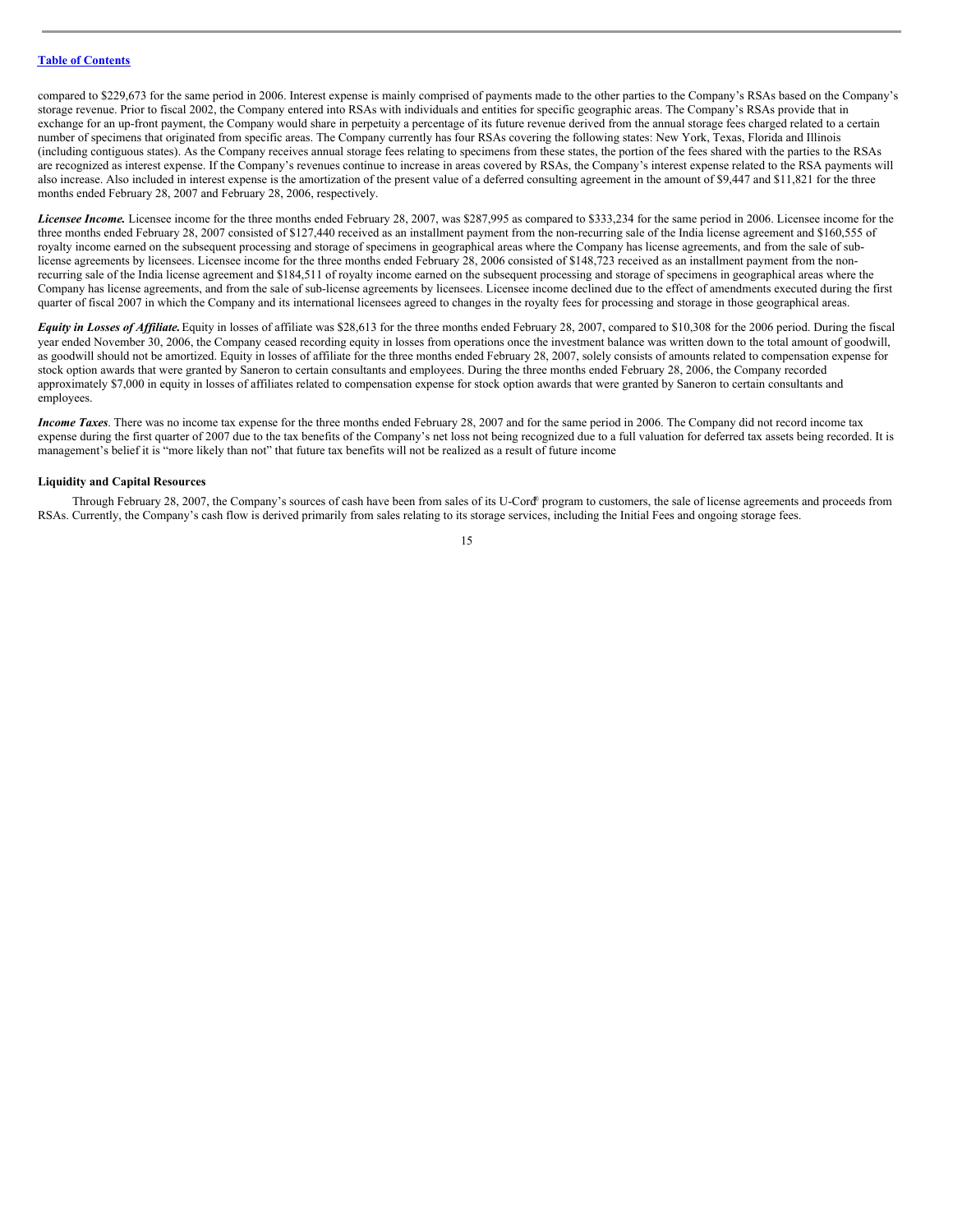compared to $229,673 for the same period in 2006. Interest expense is mainly comprised of payments made to the other parties to the Company's RSAs based on the Company's storage revenue. Prior to fiscal 2002, the Company entered into RSAs with individuals and entities for specific geographic areas. The Company's RSAs provide that in exchange for an up-front payment, the Company would share in perpetuity a percentage of its future revenue derived from the annual storage fees charged related to a certain number of specimens that originated from specific areas. The Company currently has four RSAs covering the following states: New York, Texas, Florida and Illinois (including contiguous states). As the Company receives annual storage fees relating to specimens from these states, the portion of the fees shared with the parties to the RSAs are recognized as interest expense. If the Company's revenues continue to increase in areas covered by RSAs, the Company's interest expense related to the RSA payments will also increase. Also included in interest expense is the amortization of the present value of a deferred consulting agreement in the amount of $9,447 and $11,821 for the three months ended February 28, 2007 and February 28, 2006, respectively.

***Licensee Income.*** Licensee income for the three months ended February 28, 2007, was $287,995 as compared to $333,234 for the same period in 2006. Licensee income for the three months ended February 28, 2007 consisted of $127,440 received as an installment payment from the non-recurring sale of the India license agreement and $160,555 of royalty income earned on the subsequent processing and storage of specimens in geographical areas where the Company has license agreements, and from the sale of sub-license agreements by licensees. Licensee income for the three months ended February 28, 2006 consisted of $148,723 received as an installment payment from the non-recurring sale of the India license agreement and $184,511 of royalty income earned on the subsequent processing and storage of specimens in geographical areas where the Company has license agreements, and from the sale of sub-license agreements by licensees. Licensee income declined due to the effect of amendments executed during the first quarter of fiscal 2007 in which the Company and its international licensees agreed to changes in the royalty fees for processing and storage in those geographical areas.

***Equity in Losses of Affiliate.*** Equity in losses of affiliate was $28,613 for the three months ended February 28, 2007, compared to $10,308 for the 2006 period. During the fiscal year ended November 30, 2006, the Company ceased recording equity in losses from operations once the investment balance was written down to the total amount of goodwill, as goodwill should not be amortized. Equity in losses of affiliate for the three months ended February 28, 2007, solely consists of amounts related to compensation expense for stock option awards that were granted by Saneron to certain consultants and employees. During the three months ended February 28, 2006, the Company recorded approximately $7,000 in equity in losses of affiliates related to compensation expense for stock option awards that were granted by Saneron to certain consultants and employees.

***Income Taxes***. There was no income tax expense for the three months ended February 28, 2007 and for the same period in 2006. The Company did not record income tax expense during the first quarter of 2007 due to the tax benefits of the Company's net loss not being recognized due to a full valuation for deferred tax assets being recorded. It is management's belief it is "more likely than not" that future tax benefits will not be realized as a result of future income

**Liquidity and Capital Resources**

Through February 28, 2007, the Company's sources of cash have been from sales of its U-Cord® program to customers, the sale of license agreements and proceeds from RSAs. Currently, the Company's cash flow is derived primarily from sales relating to its storage services, including the Initial Fees and ongoing storage fees.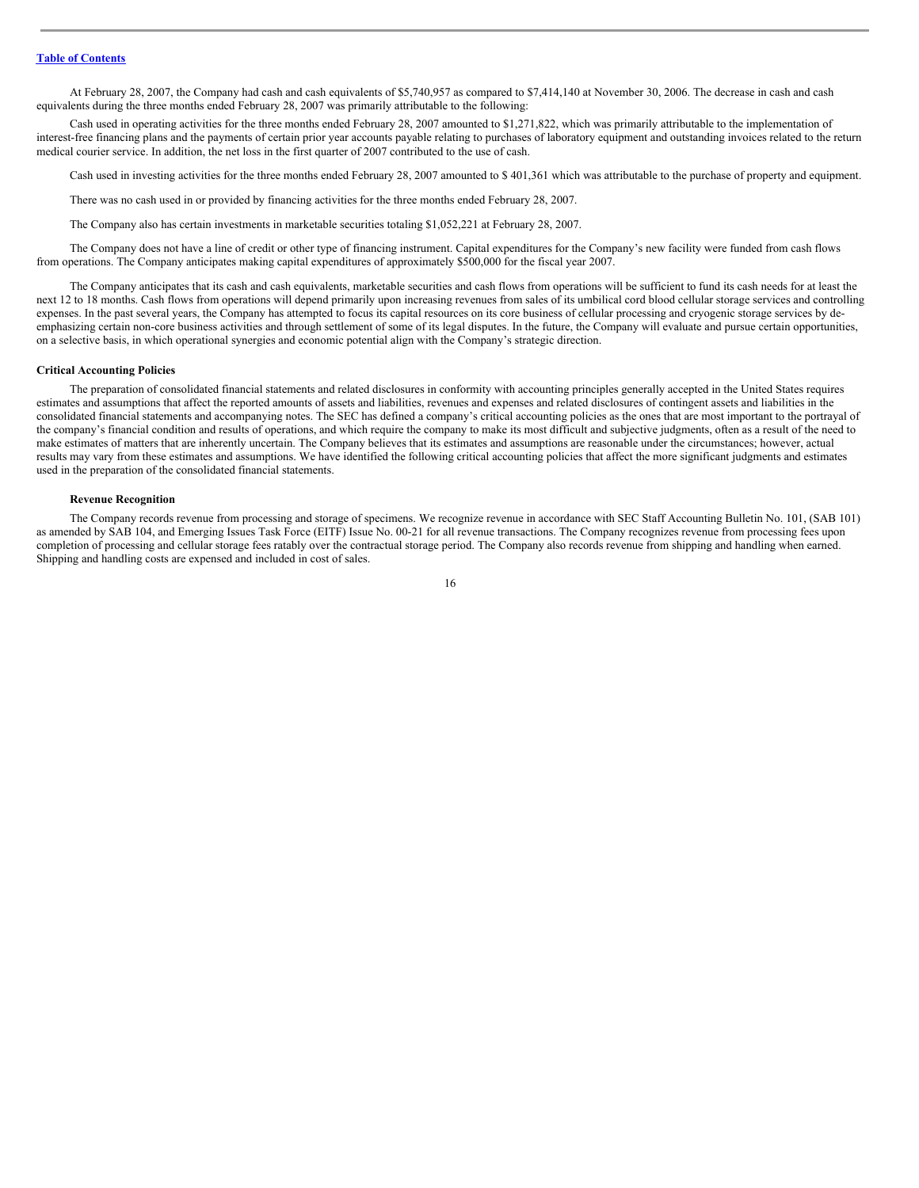At February 28, 2007, the Company had cash and cash equivalents of $5,740,957 as compared to $7,414,140 at November 30, 2006. The decrease in cash and cash equivalents during the three months ended February 28, 2007 was primarily attributable to the following:

Cash used in operating activities for the three months ended February 28, 2007 amounted to $1,271,822, which was primarily attributable to the implementation of interest-free financing plans and the payments of certain prior year accounts payable relating to purchases of laboratory equipment and outstanding invoices related to the return medical courier service. In addition, the net loss in the first quarter of 2007 contributed to the use of cash.

Cash used in investing activities for the three months ended February 28, 2007 amounted to $ 401,361 which was attributable to the purchase of property and equipment.

There was no cash used in or provided by financing activities for the three months ended February 28, 2007.

The Company also has certain investments in marketable securities totaling $1,052,221 at February 28, 2007.

The Company does not have a line of credit or other type of financing instrument. Capital expenditures for the Company's new facility were funded from cash flows from operations. The Company anticipates making capital expenditures of approximately $500,000 for the fiscal year 2007.

The Company anticipates that its cash and cash equivalents, marketable securities and cash flows from operations will be sufficient to fund its cash needs for at least the next 12 to 18 months. Cash flows from operations will depend primarily upon increasing revenues from sales of its umbilical cord blood cellular storage services and controlling expenses. In the past several years, the Company has attempted to focus its capital resources on its core business of cellular processing and cryogenic storage services by de-emphasizing certain non-core business activities and through settlement of some of its legal disputes. In the future, the Company will evaluate and pursue certain opportunities, on a selective basis, in which operational synergies and economic potential align with the Company's strategic direction.

**Critical Accounting Policies**

The preparation of consolidated financial statements and related disclosures in conformity with accounting principles generally accepted in the United States requires estimates and assumptions that affect the reported amounts of assets and liabilities, revenues and expenses and related disclosures of contingent assets and liabilities in the consolidated financial statements and accompanying notes. The SEC has defined a company's critical accounting policies as the ones that are most important to the portrayal of the company's financial condition and results of operations, and which require the company to make its most difficult and subjective judgments, often as a result of the need to make estimates of matters that are inherently uncertain. The Company believes that its estimates and assumptions are reasonable under the circumstances; however, actual results may vary from these estimates and assumptions. We have identified the following critical accounting policies that affect the more significant judgments and estimates used in the preparation of the consolidated financial statements.

**Revenue Recognition**

The Company records revenue from processing and storage of specimens. We recognize revenue in accordance with SEC Staff Accounting Bulletin No. 101, (SAB 101) as amended by SAB 104, and Emerging Issues Task Force (EITF) Issue No. 00-21 for all revenue transactions. The Company recognizes revenue from processing fees upon completion of processing and cellular storage fees ratably over the contractual storage period. The Company also records revenue from shipping and handling when earned. Shipping and handling costs are expensed and included in cost of sales.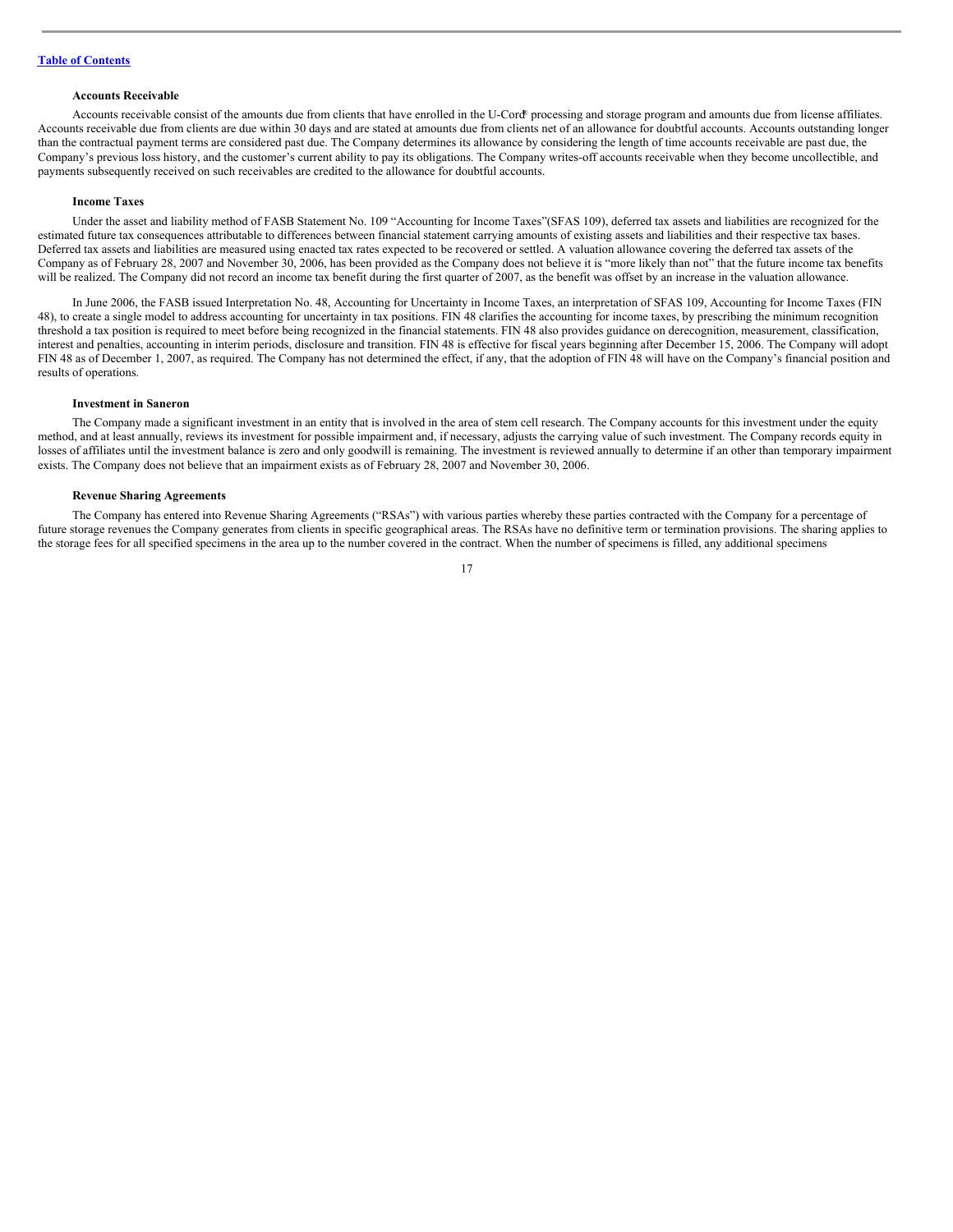[Table of Contents](#)

### Accounts Receivable

Accounts receivable consist of the amounts due from clients that have enrolled in the U-Cord® processing and storage program and amounts due from license affiliates. Accounts receivable due from clients are due within 30 days and are stated at amounts due from clients net of an allowance for doubtful accounts. Accounts outstanding longer than the contractual payment terms are considered past due. The Company determines its allowance by considering the length of time accounts receivable are past due, the Company's previous loss history, and the customer's current ability to pay its obligations. The Company writes-off accounts receivable when they become uncollectible, and payments subsequently received on such receivables are credited to the allowance for doubtful accounts.

### Income Taxes

Under the asset and liability method of FASB Statement No. 109 "Accounting for Income Taxes"(SFAS 109), deferred tax assets and liabilities are recognized for the estimated future tax consequences attributable to differences between financial statement carrying amounts of existing assets and liabilities and their respective tax bases. Deferred tax assets and liabilities are measured using enacted tax rates expected to be recovered or settled. A valuation allowance covering the deferred tax assets of the Company as of February 28, 2007 and November 30, 2006, has been provided as the Company does not believe it is "more likely than not" that the future income tax benefits will be realized. The Company did not record an income tax benefit during the first quarter of 2007, as the benefit was offset by an increase in the valuation allowance.

In June 2006, the FASB issued Interpretation No. 48, Accounting for Uncertainty in Income Taxes, an interpretation of SFAS 109, Accounting for Income Taxes (FIN 48), to create a single model to address accounting for uncertainty in tax positions. FIN 48 clarifies the accounting for income taxes, by prescribing the minimum recognition threshold a tax position is required to meet before being recognized in the financial statements. FIN 48 also provides guidance on derecognition, measurement, classification, interest and penalties, accounting in interim periods, disclosure and transition. FIN 48 is effective for fiscal years beginning after December 15, 2006. The Company will adopt FIN 48 as of December 1, 2007, as required. The Company has not determined the effect, if any, that the adoption of FIN 48 will have on the Company's financial position and results of operations.

### Investment in Saneron

The Company made a significant investment in an entity that is involved in the area of stem cell research. The Company accounts for this investment under the equity method, and at least annually, reviews its investment for possible impairment and, if necessary, adjusts the carrying value of such investment. The Company records equity in losses of affiliates until the investment balance is zero and only goodwill is remaining. The investment is reviewed annually to determine if an other than temporary impairment exists. The Company does not believe that an impairment exists as of February 28, 2007 and November 30, 2006.

### Revenue Sharing Agreements

The Company has entered into Revenue Sharing Agreements ("RSAs") with various parties whereby these parties contracted with the Company for a percentage of future storage revenues the Company generates from clients in specific geographical areas. The RSAs have no definitive term or termination provisions. The sharing applies to the storage fees for all specified specimens in the area up to the number covered in the contract. When the number of specimens is filled, any additional specimens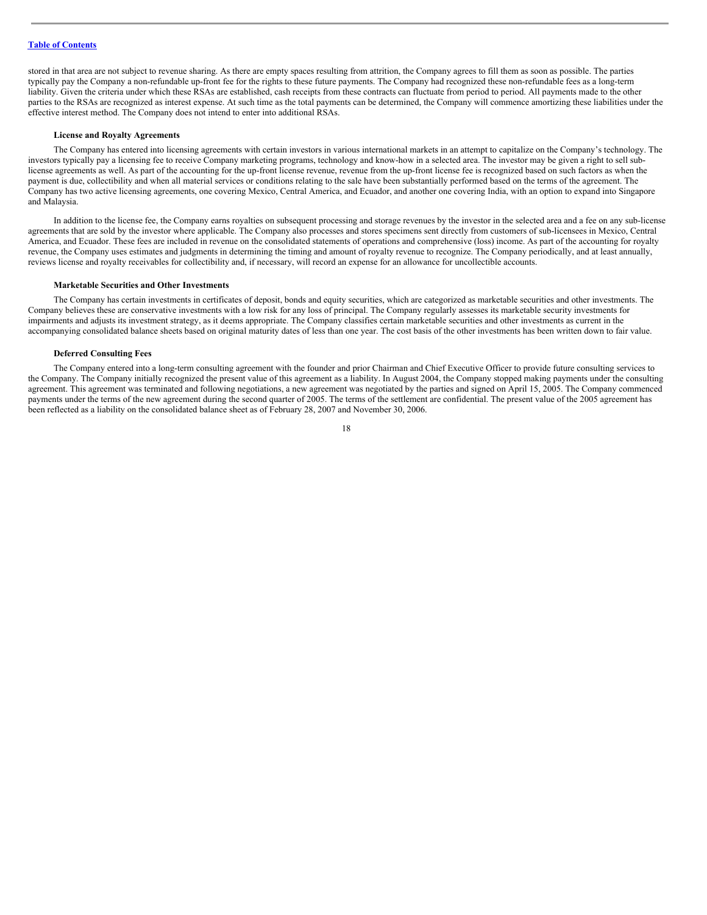stored in that area are not subject to revenue sharing. As there are empty spaces resulting from attrition, the Company agrees to fill them as soon as possible. The parties typically pay the Company a non-refundable up-front fee for the rights to these future payments. The Company had recognized these non-refundable fees as a long-term liability. Given the criteria under which these RSAs are established, cash receipts from these contracts can fluctuate from period to period. All payments made to the other parties to the RSAs are recognized as interest expense. At such time as the total payments can be determined, the Company will commence amortizing these liabilities under the effective interest method. The Company does not intend to enter into additional RSAs.

**License and Royalty Agreements**

The Company has entered into licensing agreements with certain investors in various international markets in an attempt to capitalize on the Company's technology. The investors typically pay a licensing fee to receive Company marketing programs, technology and know-how in a selected area. The investor may be given a right to sell sub-license agreements as well. As part of the accounting for the up-front license revenue, revenue from the up-front license fee is recognized based on such factors as when the payment is due, collectibility and when all material services or conditions relating to the sale have been substantially performed based on the terms of the agreement. The Company has two active licensing agreements, one covering Mexico, Central America, and Ecuador, and another one covering India, with an option to expand into Singapore and Malaysia.

In addition to the license fee, the Company earns royalties on subsequent processing and storage revenues by the investor in the selected area and a fee on any sub-license agreements that are sold by the investor where applicable. The Company also processes and stores specimens sent directly from customers of sub-licensees in Mexico, Central America, and Ecuador. These fees are included in revenue on the consolidated statements of operations and comprehensive (loss) income. As part of the accounting for royalty revenue, the Company uses estimates and judgments in determining the timing and amount of royalty revenue to recognize. The Company periodically, and at least annually, reviews license and royalty receivables for collectibility and, if necessary, will record an expense for an allowance for uncollectible accounts.

**Marketable Securities and Other Investments**

The Company has certain investments in certificates of deposit, bonds and equity securities, which are categorized as marketable securities and other investments. The Company believes these are conservative investments with a low risk for any loss of principal. The Company regularly assesses its marketable security investments for impairments and adjusts its investment strategy, as it deems appropriate. The Company classifies certain marketable securities and other investments as current in the accompanying consolidated balance sheets based on original maturity dates of less than one year. The cost basis of the other investments has been written down to fair value.

**Deferred Consulting Fees**

The Company entered into a long-term consulting agreement with the founder and prior Chairman and Chief Executive Officer to provide future consulting services to the Company. The Company initially recognized the present value of this agreement as a liability. In August 2004, the Company stopped making payments under the consulting agreement. This agreement was terminated and following negotiations, a new agreement was negotiated by the parties and signed on April 15, 2005. The Company commenced payments under the terms of the new agreement during the second quarter of 2005. The terms of the settlement are confidential. The present value of the 2005 agreement has been reflected as a liability on the consolidated balance sheet as of February 28, 2007 and November 30, 2006.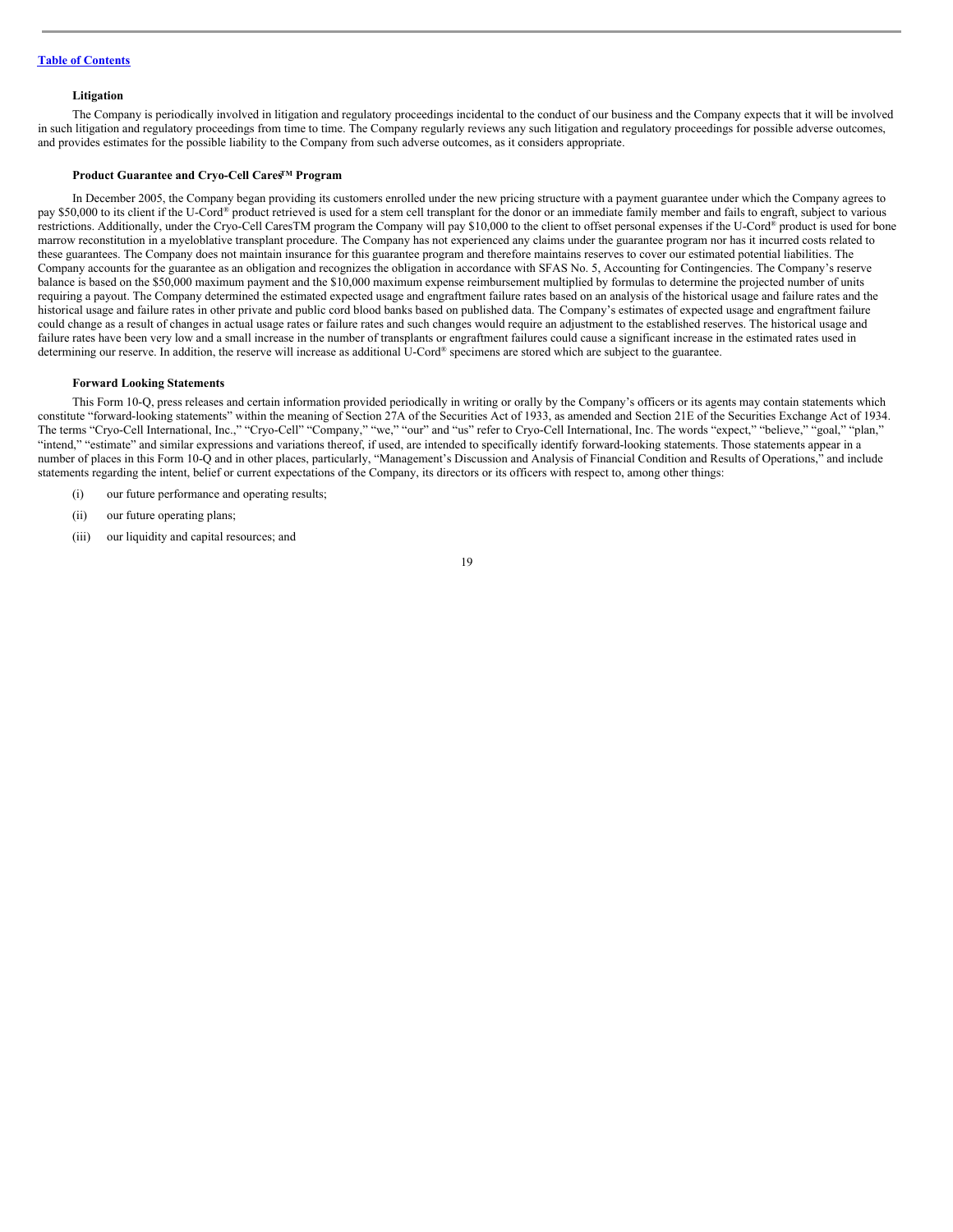[Table of Contents](#)

**Litigation**

The Company is periodically involved in litigation and regulatory proceedings incidental to the conduct of our business and the Company expects that it will be involved in such litigation and regulatory proceedings from time to time. The Company regularly reviews any such litigation and regulatory proceedings for possible adverse outcomes, and provides estimates for the possible liability to the Company from such adverse outcomes, as it considers appropriate.

**Product Guarantee and Cryo-Cell Cares™ Program**

In December 2005, the Company began providing its customers enrolled under the new pricing structure with a payment guarantee under which the Company agrees to pay $50,000 to its client if the U-Cord® product retrieved is used for a stem cell transplant for the donor or an immediate family member and fails to engraft, subject to various restrictions. Additionally, under the Cryo-Cell CaresTM program the Company will pay $10,000 to the client to offset personal expenses if the U-Cord® product is used for bone marrow reconstitution in a myeloblative transplant procedure. The Company has not experienced any claims under the guarantee program nor has it incurred costs related to these guarantees. The Company does not maintain insurance for this guarantee program and therefore maintains reserves to cover our estimated potential liabilities. The Company accounts for the guarantee as an obligation and recognizes the obligation in accordance with SFAS No. 5, Accounting for Contingencies. The Company's reserve balance is based on the $50,000 maximum payment and the $10,000 maximum expense reimbursement multiplied by formulas to determine the projected number of units requiring a payout. The Company determined the estimated expected usage and engraftment failure rates based on an analysis of the historical usage and failure rates and the historical usage and failure rates in other private and public cord blood banks based on published data. The Company's estimates of expected usage and engraftment failure could change as a result of changes in actual usage rates or failure rates and such changes would require an adjustment to the established reserves. The historical usage and failure rates have been very low and a small increase in the number of transplants or engraftment failures could cause a significant increase in the estimated rates used in determining our reserve. In addition, the reserve will increase as additional U-Cord® specimens are stored which are subject to the guarantee.

**Forward Looking Statements**

This Form 10-Q, press releases and certain information provided periodically in writing or orally by the Company's officers or its agents may contain statements which constitute "forward-looking statements" within the meaning of Section 27A of the Securities Act of 1933, as amended and Section 21E of the Securities Exchange Act of 1934. The terms "Cryo-Cell International, Inc.," "Cryo-Cell" "Company," "we," "our" and "us" refer to Cryo-Cell International, Inc. The words "expect," "believe," "goal," "plan," "intend," "estimate" and similar expressions and variations thereof, if used, are intended to specifically identify forward-looking statements. Those statements appear in a number of places in this Form 10-Q and in other places, particularly, "Management's Discussion and Analysis of Financial Condition and Results of Operations," and include statements regarding the intent, belief or current expectations of the Company, its directors or its officers with respect to, among other things:

(i) our future performance and operating results;

(ii) our future operating plans;

(iii) our liquidity and capital resources; and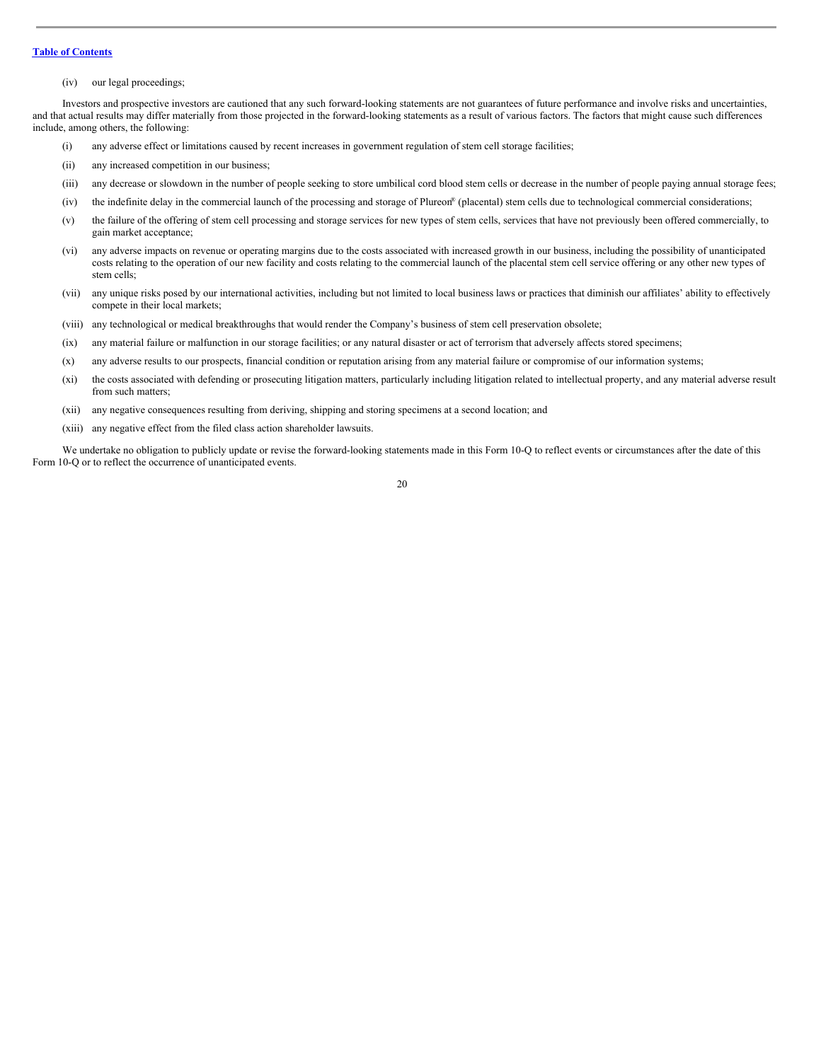(iv) our legal proceedings;

Investors and prospective investors are cautioned that any such forward-looking statements are not guarantees of future performance and involve risks and uncertainties, and that actual results may differ materially from those projected in the forward-looking statements as a result of various factors. The factors that might cause such differences include, among others, the following:

(i) any adverse effect or limitations caused by recent increases in government regulation of stem cell storage facilities;

(ii) any increased competition in our business;

(iii) any decrease or slowdown in the number of people seeking to store umbilical cord blood stem cells or decrease in the number of people paying annual storage fees;

(iv) the indefinite delay in the commercial launch of the processing and storage of Plureon® (placental) stem cells due to technological commercial considerations;

(v) the failure of the offering of stem cell processing and storage services for new types of stem cells, services that have not previously been offered commercially, to gain market acceptance;

(vi) any adverse impacts on revenue or operating margins due to the costs associated with increased growth in our business, including the possibility of unanticipated costs relating to the operation of our new facility and costs relating to the commercial launch of the placental stem cell service offering or any other new types of stem cells;

(vii) any unique risks posed by our international activities, including but not limited to local business laws or practices that diminish our affiliates' ability to effectively compete in their local markets;

(viii) any technological or medical breakthroughs that would render the Company's business of stem cell preservation obsolete;

(ix) any material failure or malfunction in our storage facilities; or any natural disaster or act of terrorism that adversely affects stored specimens;

(x) any adverse results to our prospects, financial condition or reputation arising from any material failure or compromise of our information systems;

(xi) the costs associated with defending or prosecuting litigation matters, particularly including litigation related to intellectual property, and any material adverse result from such matters;

(xii) any negative consequences resulting from deriving, shipping and storing specimens at a second location; and

(xiii) any negative effect from the filed class action shareholder lawsuits.

We undertake no obligation to publicly update or revise the forward-looking statements made in this Form 10-Q to reflect events or circumstances after the date of this Form 10-Q or to reflect the occurrence of unanticipated events.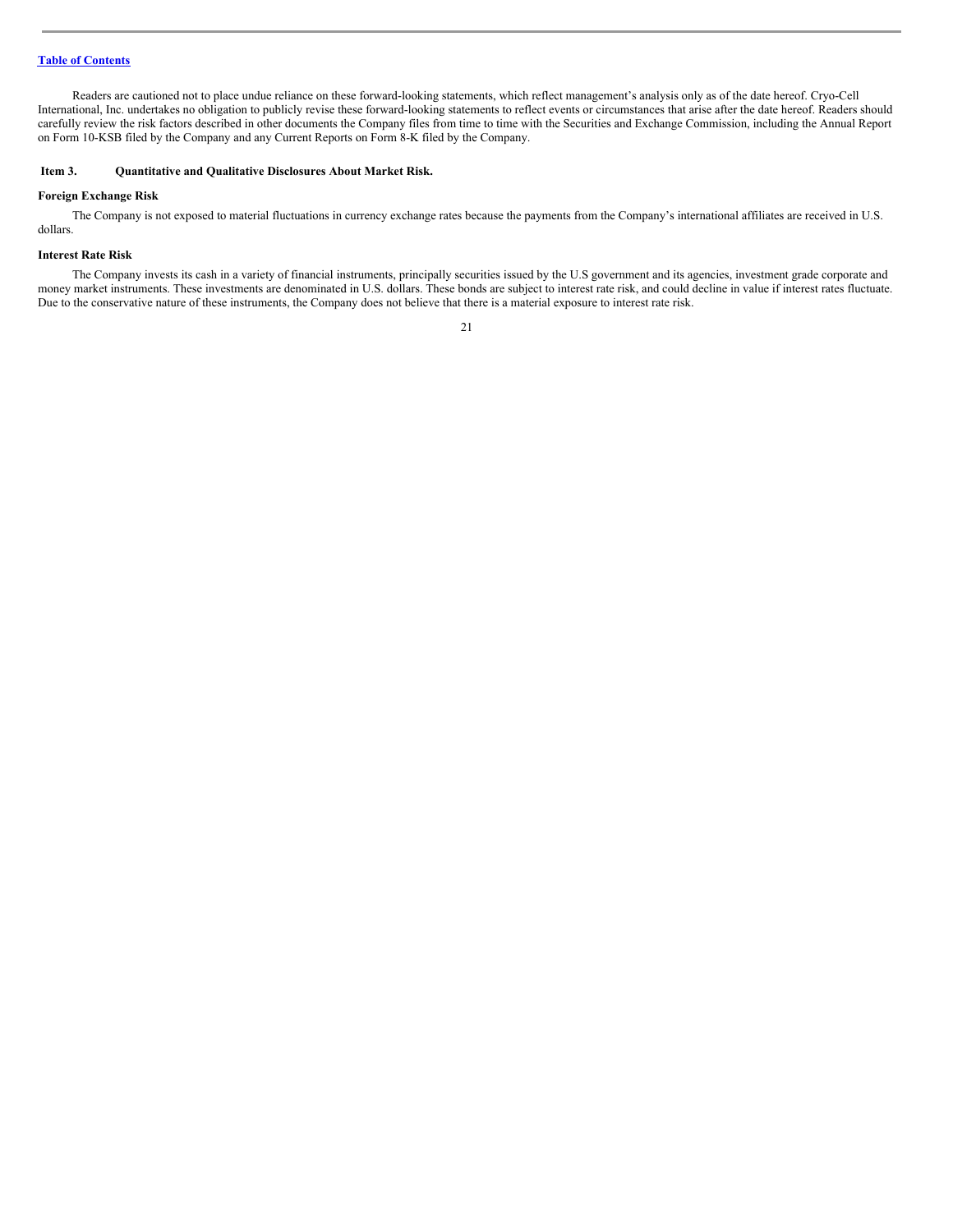Readers are cautioned not to place undue reliance on these forward-looking statements, which reflect management's analysis only as of the date hereof. Cryo-Cell International, Inc. undertakes no obligation to publicly revise these forward-looking statements to reflect events or circumstances that arise after the date hereof. Readers should carefully review the risk factors described in other documents the Company files from time to time with the Securities and Exchange Commission, including the Annual Report on Form 10-KSB filed by the Company and any Current Reports on Form 8-K filed by the Company.

## Item 3. Quantitative and Qualitative Disclosures About Market Risk.

### Foreign Exchange Risk

The Company is not exposed to material fluctuations in currency exchange rates because the payments from the Company's international affiliates are received in U.S. dollars.

### Interest Rate Risk

The Company invests its cash in a variety of financial instruments, principally securities issued by the U.S government and its agencies, investment grade corporate and money market instruments. These investments are denominated in U.S. dollars. These bonds are subject to interest rate risk, and could decline in value if interest rates fluctuate. Due to the conservative nature of these instruments, the Company does not believe that there is a material exposure to interest rate risk.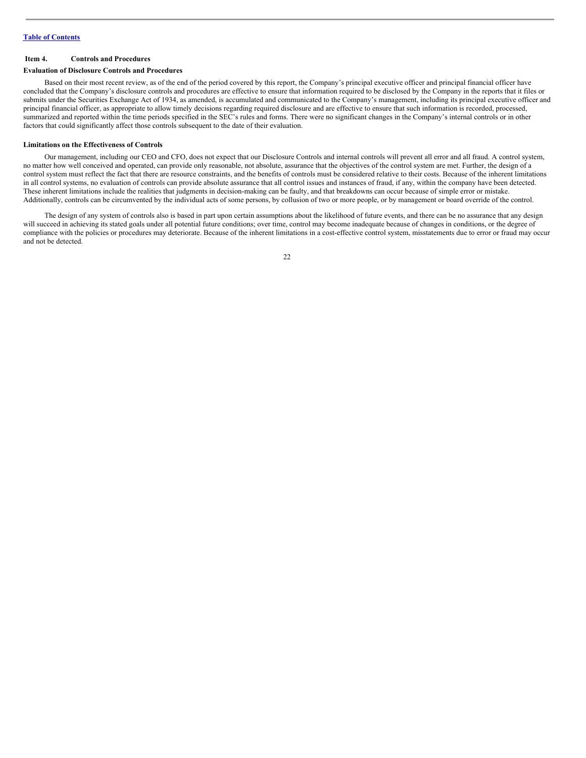## Item 4. Controls and Procedures

### Evaluation of Disclosure Controls and Procedures

Based on their most recent review, as of the end of the period covered by this report, the Company's principal executive officer and principal financial officer have concluded that the Company's disclosure controls and procedures are effective to ensure that information required to be disclosed by the Company in the reports that it files or submits under the Securities Exchange Act of 1934, as amended, is accumulated and communicated to the Company's management, including its principal executive officer and principal financial officer, as appropriate to allow timely decisions regarding required disclosure and are effective to ensure that such information is recorded, processed, summarized and reported within the time periods specified in the SEC's rules and forms. There were no significant changes in the Company's internal controls or in other factors that could significantly affect those controls subsequent to the date of their evaluation.

### Limitations on the Effectiveness of Controls

Our management, including our CEO and CFO, does not expect that our Disclosure Controls and internal controls will prevent all error and all fraud. A control system, no matter how well conceived and operated, can provide only reasonable, not absolute, assurance that the objectives of the control system are met. Further, the design of a control system must reflect the fact that there are resource constraints, and the benefits of controls must be considered relative to their costs. Because of the inherent limitations in all control systems, no evaluation of controls can provide absolute assurance that all control issues and instances of fraud, if any, within the company have been detected. These inherent limitations include the realities that judgments in decision-making can be faulty, and that breakdowns can occur because of simple error or mistake. Additionally, controls can be circumvented by the individual acts of some persons, by collusion of two or more people, or by management or board override of the control.

The design of any system of controls also is based in part upon certain assumptions about the likelihood of future events, and there can be no assurance that any design will succeed in achieving its stated goals under all potential future conditions; over time, control may become inadequate because of changes in conditions, or the degree of compliance with the policies or procedures may deteriorate. Because of the inherent limitations in a cost-effective control system, misstatements due to error or fraud may occur and not be detected.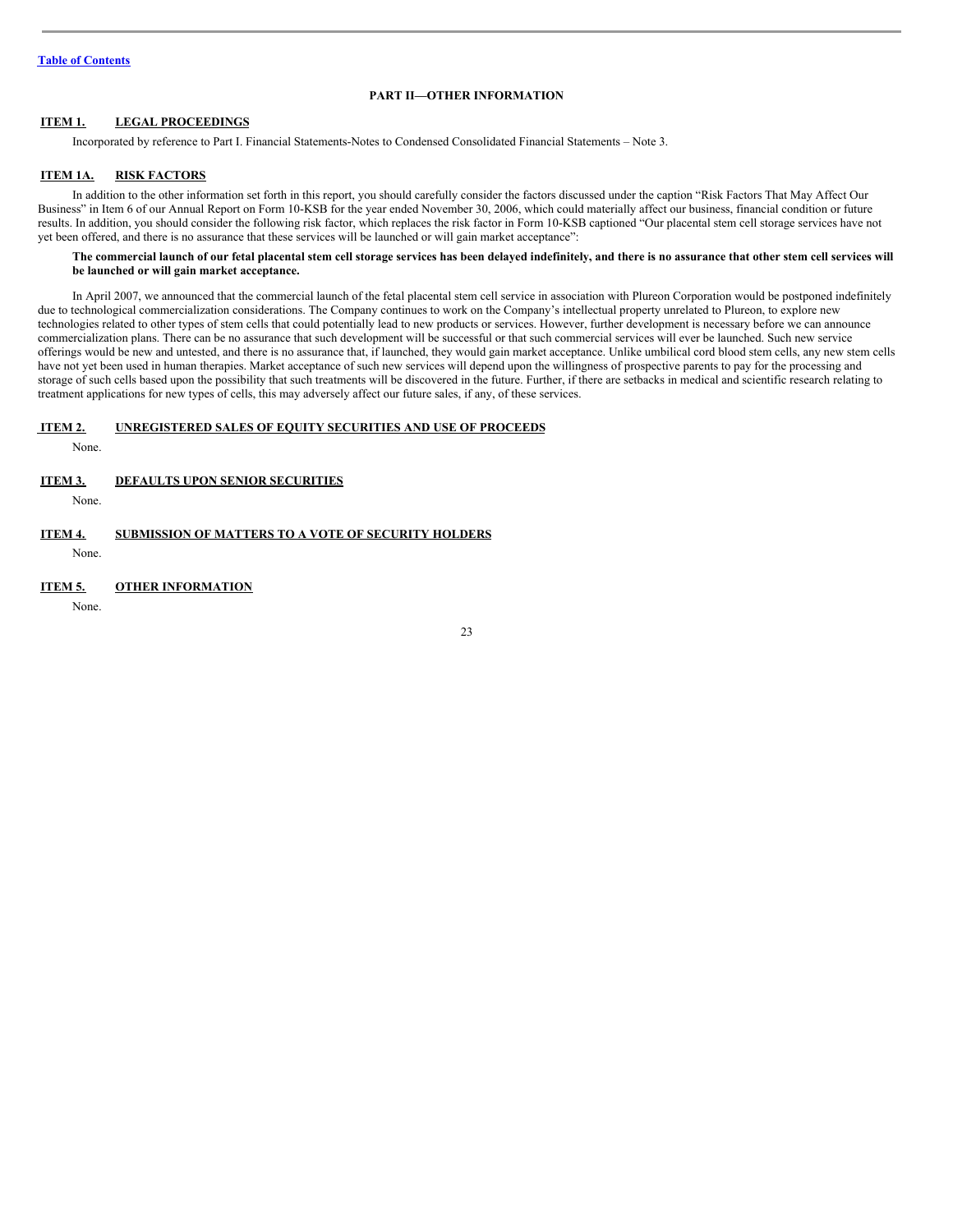[Table of Contents](#)

## PART II—OTHER INFORMATION

### ITEM 1. LEGAL PROCEEDINGS

Incorporated by reference to Part I. Financial Statements-Notes to Condensed Consolidated Financial Statements – Note 3.

### ITEM 1A. RISK FACTORS

In addition to the other information set forth in this report, you should carefully consider the factors discussed under the caption "Risk Factors That May Affect Our Business" in Item 6 of our Annual Report on Form 10-KSB for the year ended November 30, 2006, which could materially affect our business, financial condition or future results. In addition, you should consider the following risk factor, which replaces the risk factor in Form 10-KSB captioned "Our placental stem cell storage services have not yet been offered, and there is no assurance that these services will be launched or will gain market acceptance":

**The commercial launch of our fetal placental stem cell storage services has been delayed indefinitely, and there is no assurance that other stem cell services will be launched or will gain market acceptance.**

In April 2007, we announced that the commercial launch of the fetal placental stem cell service in association with Plureon Corporation would be postponed indefinitely due to technological commercialization considerations. The Company continues to work on the Company's intellectual property unrelated to Plureon, to explore new technologies related to other types of stem cells that could potentially lead to new products or services. However, further development is necessary before we can announce commercialization plans. There can be no assurance that such development will be successful or that such commercial services will ever be launched. Such new service offerings would be new and untested, and there is no assurance that, if launched, they would gain market acceptance. Unlike umbilical cord blood stem cells, any new stem cells have not yet been used in human therapies. Market acceptance of such new services will depend upon the willingness of prospective parents to pay for the processing and storage of such cells based upon the possibility that such treatments will be discovered in the future. Further, if there are setbacks in medical and scientific research relating to treatment applications for new types of cells, this may adversely affect our future sales, if any, of these services.

### ITEM 2. UNREGISTERED SALES OF EQUITY SECURITIES AND USE OF PROCEEDS

None.

### ITEM 3. DEFAULTS UPON SENIOR SECURITIES

None.

### ITEM 4. SUBMISSION OF MATTERS TO A VOTE OF SECURITY HOLDERS

None.

### ITEM 5. OTHER INFORMATION

None.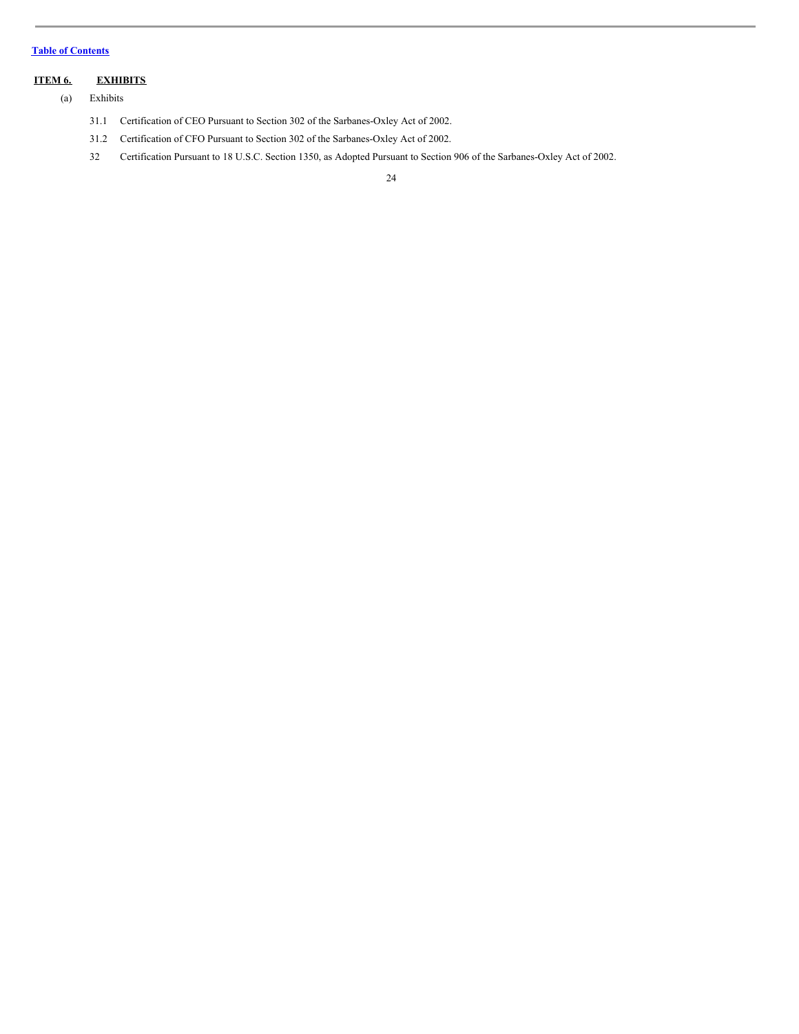[Table of Contents](#)

## ITEM 6. EXHIBITS

(a) Exhibits

31.1 Certification of CEO Pursuant to Section 302 of the Sarbanes-Oxley Act of 2002.

31.2 Certification of CFO Pursuant to Section 302 of the Sarbanes-Oxley Act of 2002.

32 Certification Pursuant to 18 U.S.C. Section 1350, as Adopted Pursuant to Section 906 of the Sarbanes-Oxley Act of 2002.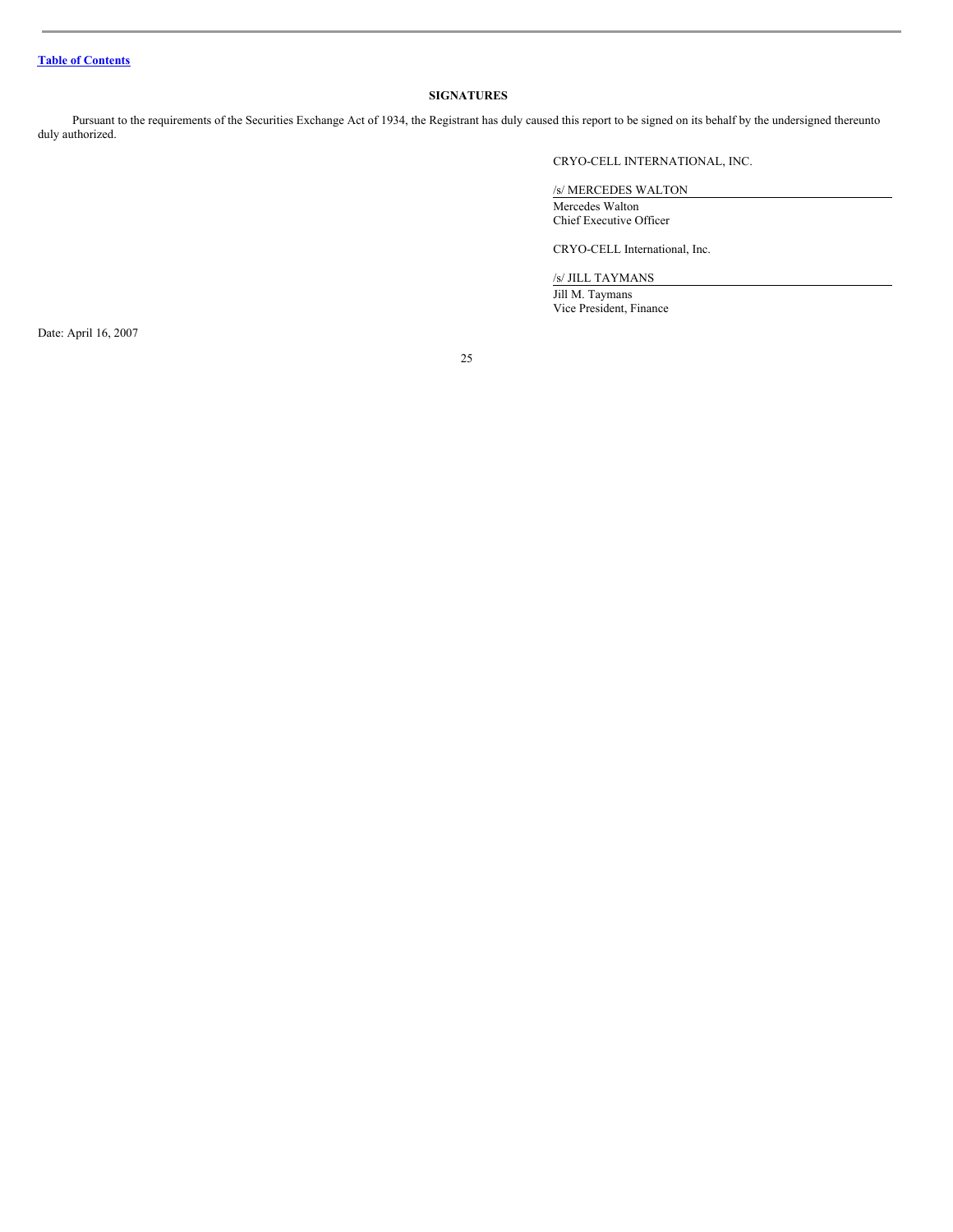[Table of Contents](#)

**SIGNATURES**

Pursuant to the requirements of the Securities Exchange Act of 1934, the Registrant has duly caused this report to be signed on its behalf by the undersigned thereunto duly authorized.

CRYO-CELL INTERNATIONAL, INC.

/s/ MERCEDES WALTON

Mercedes Walton
Chief Executive Officer

CRYO-CELL International, Inc.

/s/ JILL TAYMANS

Jill M. Taymans
Vice President, Finance

Date: April 16, 2007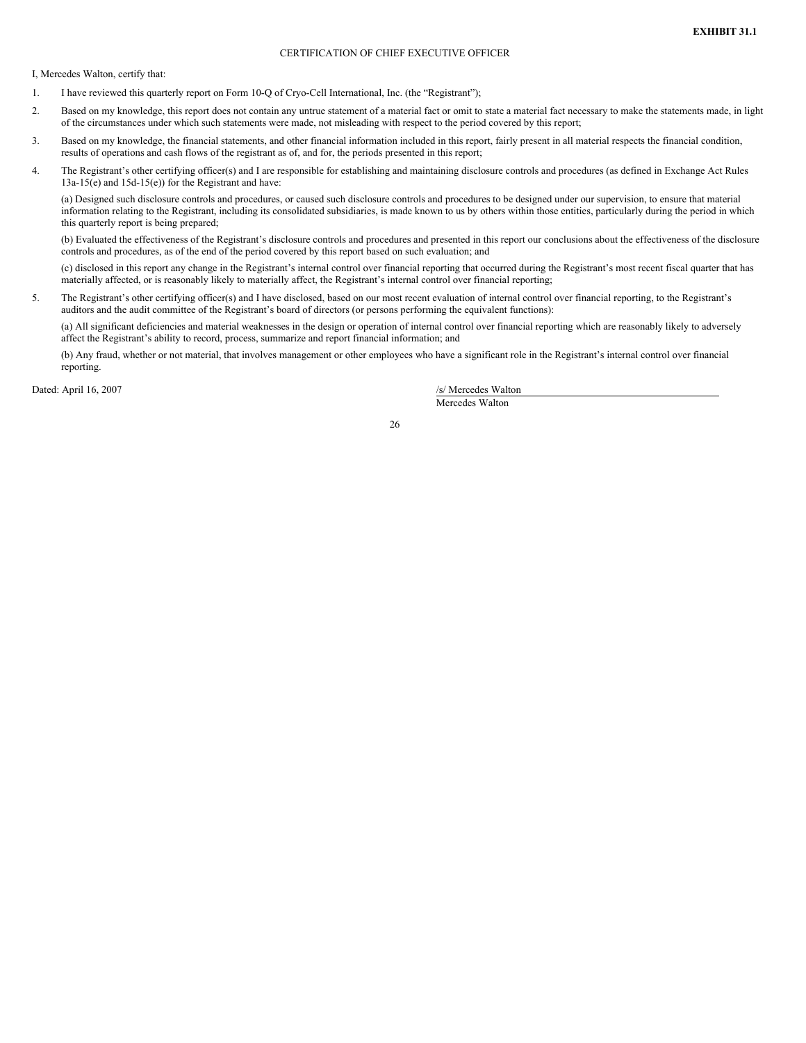**EXHIBIT 31.1**

CERTIFICATION OF CHIEF EXECUTIVE OFFICER

I, Mercedes Walton, certify that:

1. I have reviewed this quarterly report on Form 10-Q of Cryo-Cell International, Inc. (the "Registrant");

2. Based on my knowledge, this report does not contain any untrue statement of a material fact or omit to state a material fact necessary to make the statements made, in light of the circumstances under which such statements were made, not misleading with respect to the period covered by this report;

3. Based on my knowledge, the financial statements, and other financial information included in this report, fairly present in all material respects the financial condition, results of operations and cash flows of the registrant as of, and for, the periods presented in this report;

4. The Registrant's other certifying officer(s) and I are responsible for establishing and maintaining disclosure controls and procedures (as defined in Exchange Act Rules 13a-15(e) and 15d-15(e)) for the Registrant and have:

   (a) Designed such disclosure controls and procedures, or caused such disclosure controls and procedures to be designed under our supervision, to ensure that material information relating to the Registrant, including its consolidated subsidiaries, is made known to us by others within those entities, particularly during the period in which this quarterly report is being prepared;

   (b) Evaluated the effectiveness of the Registrant's disclosure controls and procedures and presented in this report our conclusions about the effectiveness of the disclosure controls and procedures, as of the end of the period covered by this report based on such evaluation; and

   (c) disclosed in this report any change in the Registrant's internal control over financial reporting that occurred during the Registrant's most recent fiscal quarter that has materially affected, or is reasonably likely to materially affect, the Registrant's internal control over financial reporting;

5. The Registrant's other certifying officer(s) and I have disclosed, based on our most recent evaluation of internal control over financial reporting, to the Registrant's auditors and the audit committee of the Registrant's board of directors (or persons performing the equivalent functions):

   (a) All significant deficiencies and material weaknesses in the design or operation of internal control over financial reporting which are reasonably likely to adversely affect the Registrant's ability to record, process, summarize and report financial information; and

   (b) Any fraud, whether or not material, that involves management or other employees who have a significant role in the Registrant's internal control over financial reporting.

Dated: April 16, 2007

/s/ Mercedes Walton
Mercedes Walton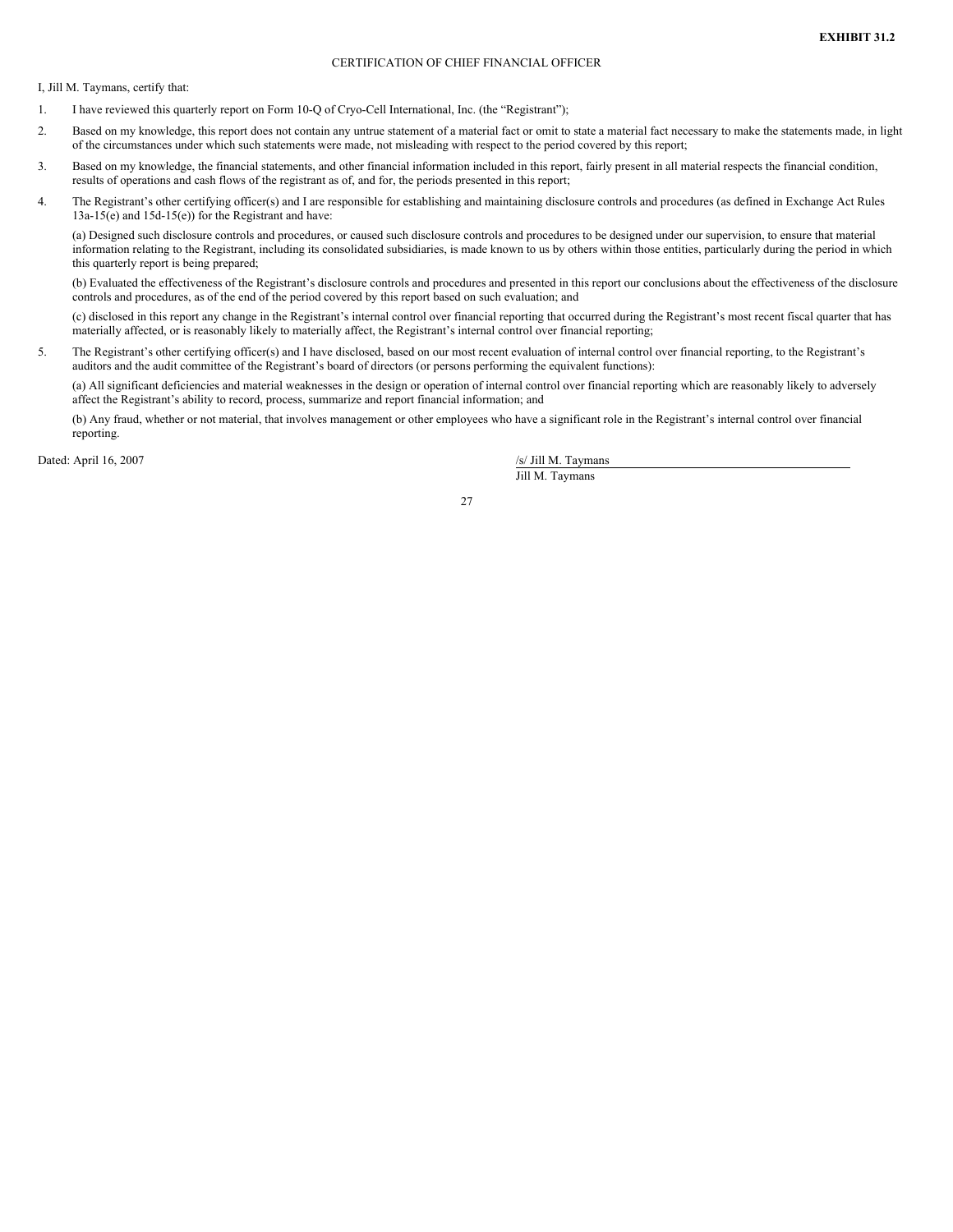**EXHIBIT 31.2**

CERTIFICATION OF CHIEF FINANCIAL OFFICER

I, Jill M. Taymans, certify that:

1. I have reviewed this quarterly report on Form 10-Q of Cryo-Cell International, Inc. (the "Registrant");
2. Based on my knowledge, this report does not contain any untrue statement of a material fact or omit to state a material fact necessary to make the statements made, in light of the circumstances under which such statements were made, not misleading with respect to the period covered by this report;
3. Based on my knowledge, the financial statements, and other financial information included in this report, fairly present in all material respects the financial condition, results of operations and cash flows of the registrant as of, and for, the periods presented in this report;
4. The Registrant's other certifying officer(s) and I are responsible for establishing and maintaining disclosure controls and procedures (as defined in Exchange Act Rules 13a-15(e) and 15d-15(e)) for the Registrant and have:

   (a) Designed such disclosure controls and procedures, or caused such disclosure controls and procedures to be designed under our supervision, to ensure that material information relating to the Registrant, including its consolidated subsidiaries, is made known to us by others within those entities, particularly during the period in which this quarterly report is being prepared;

   (b) Evaluated the effectiveness of the Registrant's disclosure controls and procedures and presented in this report our conclusions about the effectiveness of the disclosure controls and procedures, as of the end of the period covered by this report based on such evaluation; and

   (c) disclosed in this report any change in the Registrant's internal control over financial reporting that occurred during the Registrant's most recent fiscal quarter that has materially affected, or is reasonably likely to materially affect, the Registrant's internal control over financial reporting;
5. The Registrant's other certifying officer(s) and I have disclosed, based on our most recent evaluation of internal control over financial reporting, to the Registrant's auditors and the audit committee of the Registrant's board of directors (or persons performing the equivalent functions):

   (a) All significant deficiencies and material weaknesses in the design or operation of internal control over financial reporting which are reasonably likely to adversely affect the Registrant's ability to record, process, summarize and report financial information; and

   (b) Any fraud, whether or not material, that involves management or other employees who have a significant role in the Registrant's internal control over financial reporting.

Dated: April 16, 2007

/s/ Jill M. Taymans

Jill M. Taymans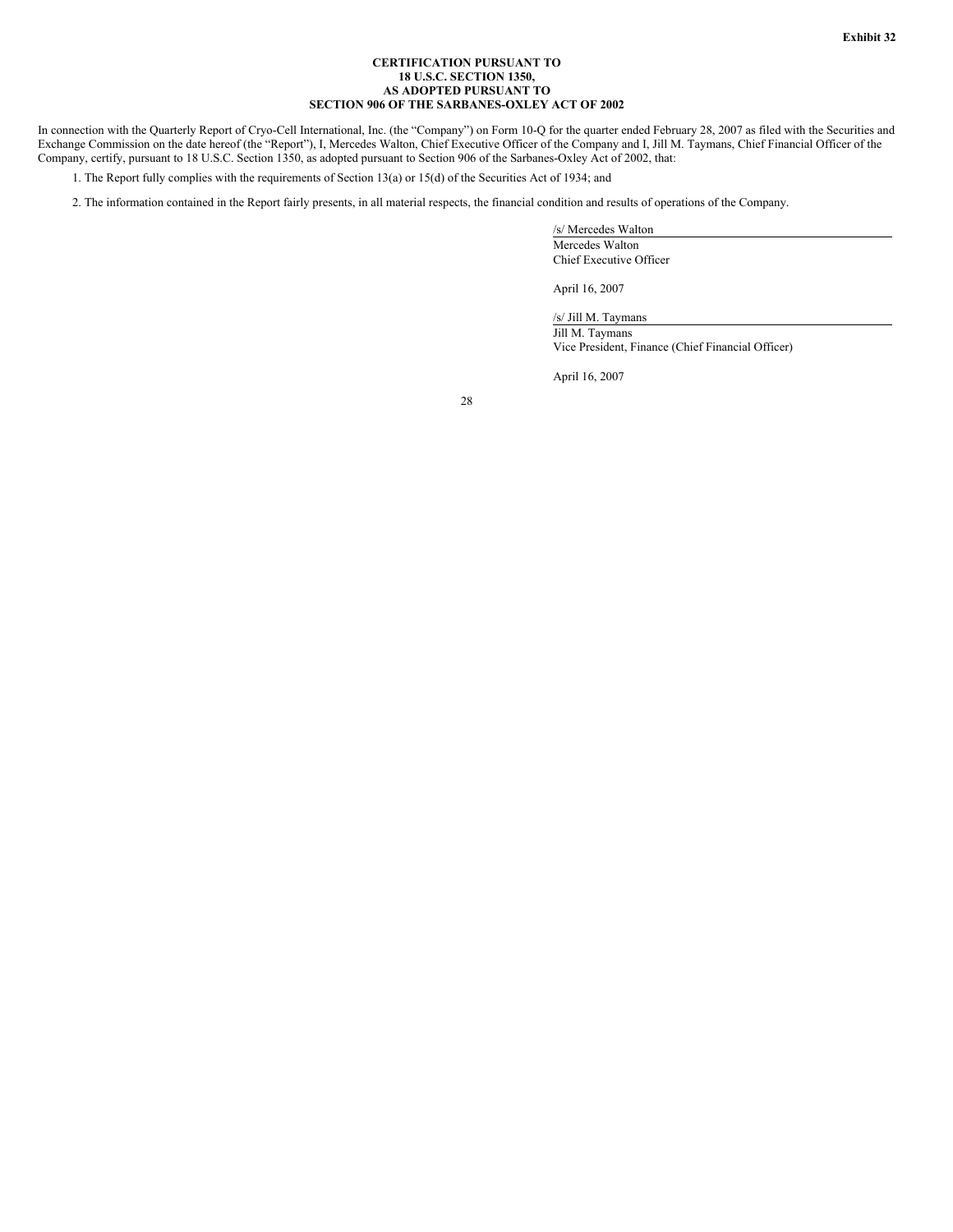**Exhibit 32**

**CERTIFICATION PURSUANT TO**
**18 U.S.C. SECTION 1350,**
**AS ADOPTED PURSUANT TO**
**SECTION 906 OF THE SARBANES-OXLEY ACT OF 2002**

In connection with the Quarterly Report of Cryo-Cell International, Inc. (the "Company") on Form 10-Q for the quarter ended February 28, 2007 as filed with the Securities and Exchange Commission on the date hereof (the "Report"), I, Mercedes Walton, Chief Executive Officer of the Company and I, Jill M. Taymans, Chief Financial Officer of the Company, certify, pursuant to 18 U.S.C. Section 1350, as adopted pursuant to Section 906 of the Sarbanes-Oxley Act of 2002, that:

1. The Report fully complies with the requirements of Section 13(a) or 15(d) of the Securities Act of 1934; and

2. The information contained in the Report fairly presents, in all material respects, the financial condition and results of operations of the Company.

/s/ Mercedes Walton
Mercedes Walton
Chief Executive Officer

April 16, 2007

/s/ Jill M. Taymans
Jill M. Taymans
Vice President, Finance (Chief Financial Officer)

April 16, 2007